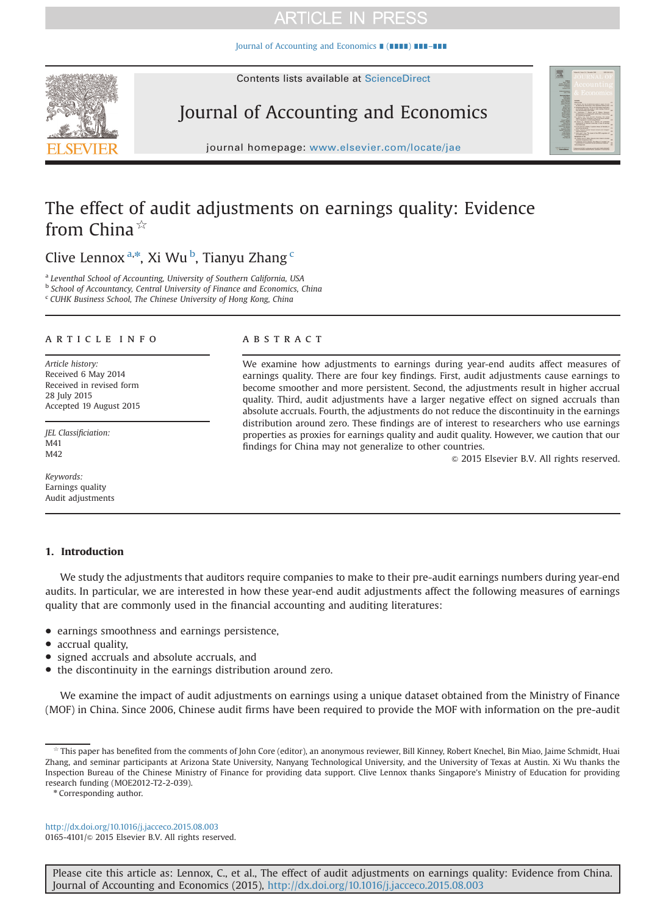# The effect of audit adjustments on earnings quality: Evidence from China ☆

Clive Lennox [a,*], Xi Wu [b], Tianyu Zhang [c]

[a] Leventhal School of Accounting, University of Southern California, USA
[b] School of Accountancy, Central University of Finance and Economics, China
[c] CUHK Business School, The Chinese University of Hong Kong, China

**ARTICLE INFO**

*Article history:*
Received 6 May 2014
Received in revised form
28 July 2015
Accepted 19 August 2015

*JEL Classificiation:*
M41
M42

*Keywords:*
Earnings quality
Audit adjustments

**ABSTRACT**

We examine how adjustments to earnings during year-end audits affect measures of earnings quality. There are four key findings. First, audit adjustments cause earnings to become smoother and more persistent. Second, the adjustments result in higher accrual quality. Third, audit adjustments have a larger negative effect on signed accruals than absolute accruals. Fourth, the adjustments do not reduce the discontinuity in the earnings distribution around zero. These findings are of interest to researchers who use earnings properties as proxies for earnings quality and audit quality. However, we caution that our findings for China may not generalize to other countries.

© 2015 Elsevier B.V. All rights reserved.

## 1. Introduction

We study the adjustments that auditors require companies to make to their pre-audit earnings numbers during year-end audits. In particular, we are interested in how these year-end audit adjustments affect the following measures of earnings quality that are commonly used in the financial accounting and auditing literatures:

- earnings smoothness and earnings persistence,
- accrual quality,
- signed accruals and absolute accruals, and
- the discontinuity in the earnings distribution around zero.

We examine the impact of audit adjustments on earnings using a unique dataset obtained from the Ministry of Finance (MOF) in China. Since 2006, Chinese audit firms have been required to provide the MOF with information on the pre-audit

☆ This paper has benefited from the comments of John Core (editor), an anonymous reviewer, Bill Kinney, Robert Knechel, Bin Miao, Jaime Schmidt, Huai Zhang, and seminar participants at Arizona State University, Nanyang Technological University, and the University of Texas at Austin. Xi Wu thanks the Inspection Bureau of the Chinese Ministry of Finance for providing data support. Clive Lennox thanks Singapore's Ministry of Education for providing research funding (MOE2012-T2-2-039).

\* Corresponding author.

http://dx.doi.org/10.1016/j.jacceco.2015.08.003
0165-4101/© 2015 Elsevier B.V. All rights reserved.

Please cite this article as: Lennox, C., et al., The effect of audit adjustments on earnings quality: Evidence from China. Journal of Accounting and Economics (2015), http://dx.doi.org/10.1016/j.jacceco.2015.08.003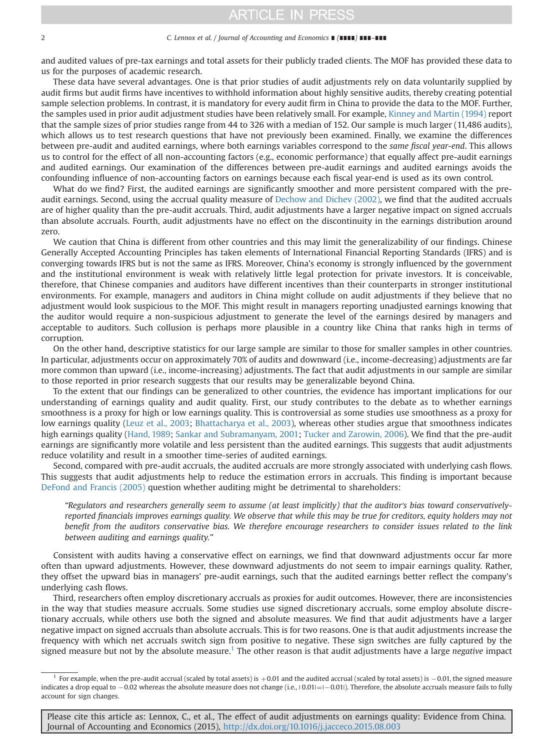and audited values of pre-tax earnings and total assets for their publicly traded clients. The MOF has provided these data to us for the purposes of academic research.

These data have several advantages. One is that prior studies of audit adjustments rely on data voluntarily supplied by audit firms but audit firms have incentives to withhold information about highly sensitive audits, thereby creating potential sample selection problems. In contrast, it is mandatory for every audit firm in China to provide the data to the MOF. Further, the samples used in prior audit adjustment studies have been relatively small. For example, Kinney and Martin (1994) report that the sample sizes of prior studies range from 44 to 326 with a median of 152. Our sample is much larger (11,486 audits), which allows us to test research questions that have not previously been examined. Finally, we examine the differences between pre-audit and audited earnings, where both earnings variables correspond to the *same fiscal year-end*. This allows us to control for the effect of all non-accounting factors (e.g., economic performance) that equally affect pre-audit earnings and audited earnings. Our examination of the differences between pre-audit earnings and audited earnings avoids the confounding influence of non-accounting factors on earnings because each fiscal year-end is used as its own control.

What do we find? First, the audited earnings are significantly smoother and more persistent compared with the pre-audit earnings. Second, using the accrual quality measure of Dechow and Dichev (2002), we find that the audited accruals are of higher quality than the pre-audit accruals. Third, audit adjustments have a larger negative impact on signed accruals than absolute accruals. Fourth, audit adjustments have no effect on the discontinuity in the earnings distribution around zero.

We caution that China is different from other countries and this may limit the generalizability of our findings. Chinese Generally Accepted Accounting Principles has taken elements of International Financial Reporting Standards (IFRS) and is converging towards IFRS but is not the same as IFRS. Moreover, China's economy is strongly influenced by the government and the institutional environment is weak with relatively little legal protection for private investors. It is conceivable, therefore, that Chinese companies and auditors have different incentives than their counterparts in stronger institutional environments. For example, managers and auditors in China might collude on audit adjustments if they believe that no adjustment would look suspicious to the MOF. This might result in managers reporting unadjusted earnings knowing that the auditor would require a non-suspicious adjustment to generate the level of the earnings desired by managers and acceptable to auditors. Such collusion is perhaps more plausible in a country like China that ranks high in terms of corruption.

On the other hand, descriptive statistics for our large sample are similar to those for smaller samples in other countries. In particular, adjustments occur on approximately 70% of audits and downward (i.e., income-decreasing) adjustments are far more common than upward (i.e., income-increasing) adjustments. The fact that audit adjustments in our sample are similar to those reported in prior research suggests that our results may be generalizable beyond China.

To the extent that our findings can be generalized to other countries, the evidence has important implications for our understanding of earnings quality and audit quality. First, our study contributes to the debate as to whether earnings smoothness is a proxy for high or low earnings quality. This is controversial as some studies use smoothness as a proxy for low earnings quality (Leuz et al., 2003; Bhattacharya et al., 2003), whereas other studies argue that smoothness indicates high earnings quality (Hand, 1989; Sankar and Subramanyam, 2001; Tucker and Zarowin, 2006). We find that the pre-audit earnings are significantly more volatile and less persistent than the audited earnings. This suggests that audit adjustments reduce volatility and result in a smoother time-series of audited earnings.

Second, compared with pre-audit accruals, the audited accruals are more strongly associated with underlying cash flows. This suggests that audit adjustments help to reduce the estimation errors in accruals. This finding is important because DeFond and Francis (2005) question whether auditing might be detrimental to shareholders:

> *"Regulators and researchers generally seem to assume (at least implicitly) that the auditor's bias toward conservatively-reported financials improves earnings quality. We observe that while this may be true for creditors, equity holders may not benefit from the auditors conservative bias. We therefore encourage researchers to consider issues related to the link between auditing and earnings quality."*

Consistent with audits having a conservative effect on earnings, we find that downward adjustments occur far more often than upward adjustments. However, these downward adjustments do not seem to impair earnings quality. Rather, they offset the upward bias in managers' pre-audit earnings, such that the audited earnings better reflect the company's underlying cash flows.

Third, researchers often employ discretionary accruals as proxies for audit outcomes. However, there are inconsistencies in the way that studies measure accruals. Some studies use signed discretionary accruals, some employ absolute discretionary accruals, while others use both the signed and absolute measures. We find that audit adjustments have a larger negative impact on signed accruals than absolute accruals. This is for two reasons. One is that audit adjustments increase the frequency with which net accruals switch sign from positive to negative. These sign switches are fully captured by the signed measure but not by the absolute measure.[1] The other reason is that audit adjustments have a large *negative* impact

[1] For example, when the pre-audit accrual (scaled by total assets) is $+0.01$ and the audited accrual (scaled by total assets) is $-0.01$, the signed measure indicates a drop equal to $-0.02$ whereas the absolute measure does not change (i.e., $|0.01|=|-0.01|$). Therefore, the absolute accruals measure fails to fully account for sign changes.

Please cite this article as: Lennox, C., et al., The effect of audit adjustments on earnings quality: Evidence from China. Journal of Accounting and Economics (2015), http://dx.doi.org/10.1016/j.jacceco.2015.08.003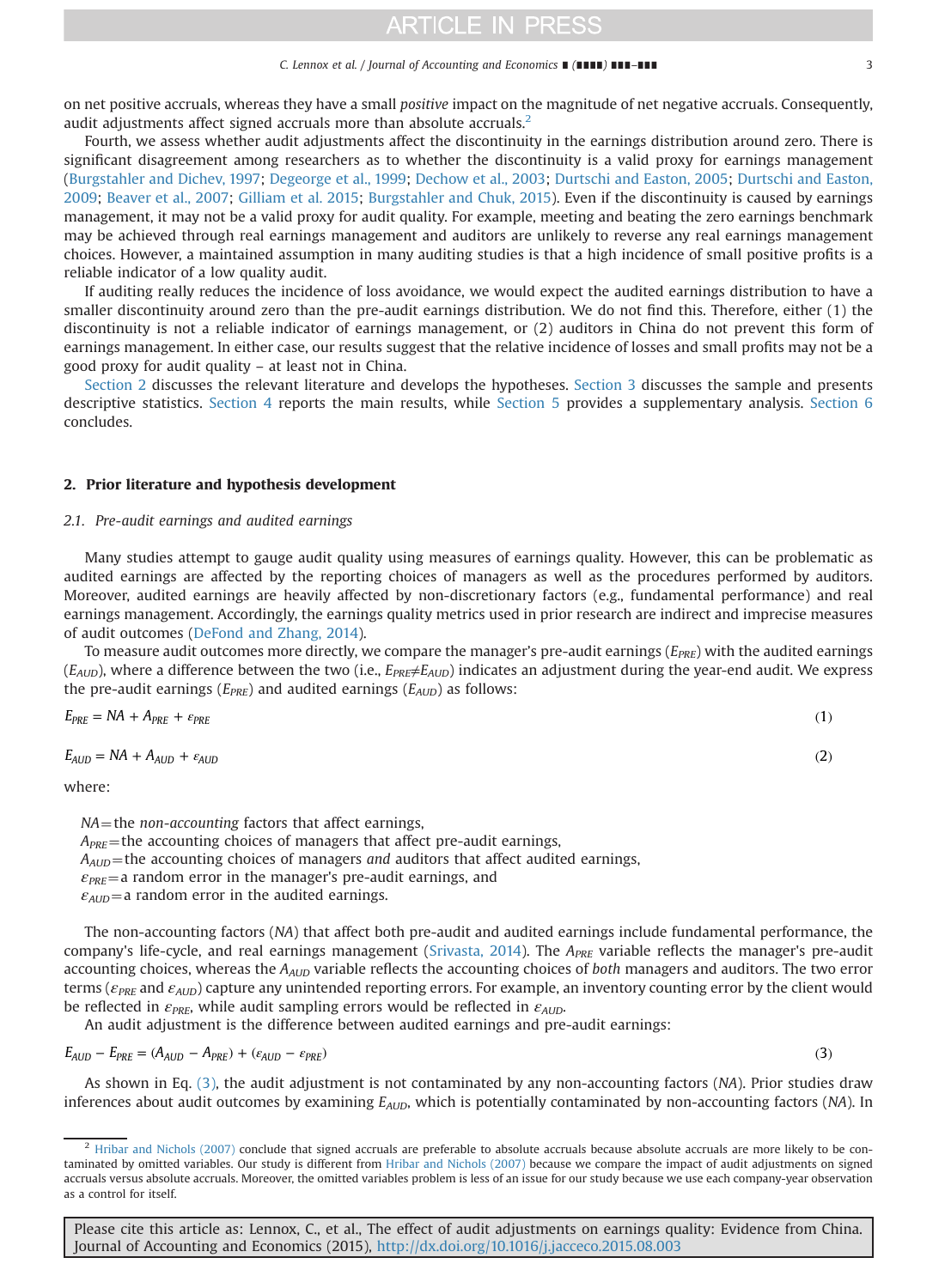on net positive accruals, whereas they have a small *positive* impact on the magnitude of net negative accruals. Consequently, audit adjustments affect signed accruals more than absolute accruals.[2]

Fourth, we assess whether audit adjustments affect the discontinuity in the earnings distribution around zero. There is significant disagreement among researchers as to whether the discontinuity is a valid proxy for earnings management (Burgstahler and Dichev, 1997; Degeorge et al., 1999; Dechow et al., 2003; Durtschi and Easton, 2005; Durtschi and Easton, 2009; Beaver et al., 2007; Gilliam et al. 2015; Burgstahler and Chuk, 2015). Even if the discontinuity is caused by earnings management, it may not be a valid proxy for audit quality. For example, meeting and beating the zero earnings benchmark may be achieved through real earnings management and auditors are unlikely to reverse any real earnings management choices. However, a maintained assumption in many auditing studies is that a high incidence of small positive profits is a reliable indicator of a low quality audit.

If auditing really reduces the incidence of loss avoidance, we would expect the audited earnings distribution to have a smaller discontinuity around zero than the pre-audit earnings distribution. We do not find this. Therefore, either (1) the discontinuity is not a reliable indicator of earnings management, or (2) auditors in China do not prevent this form of earnings management. In either case, our results suggest that the relative incidence of losses and small profits may not be a good proxy for audit quality – at least not in China.

Section 2 discusses the relevant literature and develops the hypotheses. Section 3 discusses the sample and presents descriptive statistics. Section 4 reports the main results, while Section 5 provides a supplementary analysis. Section 6 concludes.

## 2. Prior literature and hypothesis development

### 2.1. Pre-audit earnings and audited earnings

Many studies attempt to gauge audit quality using measures of earnings quality. However, this can be problematic as audited earnings are affected by the reporting choices of managers as well as the procedures performed by auditors. Moreover, audited earnings are heavily affected by non-discretionary factors (e.g., fundamental performance) and real earnings management. Accordingly, the earnings quality metrics used in prior research are indirect and imprecise measures of audit outcomes (DeFond and Zhang, 2014).

To measure audit outcomes more directly, we compare the manager's pre-audit earnings ($E_{PRE}$) with the audited earnings ($E_{AUD}$), where a difference between the two (i.e., $E_{PRE} \neq E_{AUD}$) indicates an adjustment during the year-end audit. We express the pre-audit earnings ($E_{PRE}$) and audited earnings ($E_{AUD}$) as follows:

$$E_{PRE} = NA + A_{PRE} + \varepsilon_{PRE} \tag{1}$$

$$E_{AUD} = NA + A_{AUD} + \varepsilon_{AUD} \tag{2}$$

where:

$NA$ = the *non-accounting* factors that affect earnings,
$A_{PRE}$ = the accounting choices of managers that affect pre-audit earnings,
$A_{AUD}$ = the accounting choices of managers *and* auditors that affect audited earnings,
$\varepsilon_{PRE}$ = a random error in the manager's pre-audit earnings, and
$\varepsilon_{AUD}$ = a random error in the audited earnings.

The non-accounting factors ($NA$) that affect both pre-audit and audited earnings include fundamental performance, the company's life-cycle, and real earnings management (Srivasta, 2014). The $A_{PRE}$ variable reflects the manager's pre-audit accounting choices, whereas the $A_{AUD}$ variable reflects the accounting choices of *both* managers and auditors. The two error terms ($\varepsilon_{PRE}$ and $\varepsilon_{AUD}$) capture any unintended reporting errors. For example, an inventory counting error by the client would be reflected in $\varepsilon_{PRE}$, while audit sampling errors would be reflected in $\varepsilon_{AUD}$.

An audit adjustment is the difference between audited earnings and pre-audit earnings:

$$E_{AUD} - E_{PRE} = (A_{AUD} - A_{PRE}) + (\varepsilon_{AUD} - \varepsilon_{PRE}) \tag{3}$$

As shown in Eq. (3), the audit adjustment is not contaminated by any non-accounting factors ($NA$). Prior studies draw inferences about audit outcomes by examining $E_{AUD}$, which is potentially contaminated by non-accounting factors ($NA$). In

[2] Hribar and Nichols (2007) conclude that signed accruals are preferable to absolute accruals because absolute accruals are more likely to be contaminated by omitted variables. Our study is different from Hribar and Nichols (2007) because we compare the impact of audit adjustments on signed accruals versus absolute accruals. Moreover, the omitted variables problem is less of an issue for our study because we use each company-year observation as a control for itself.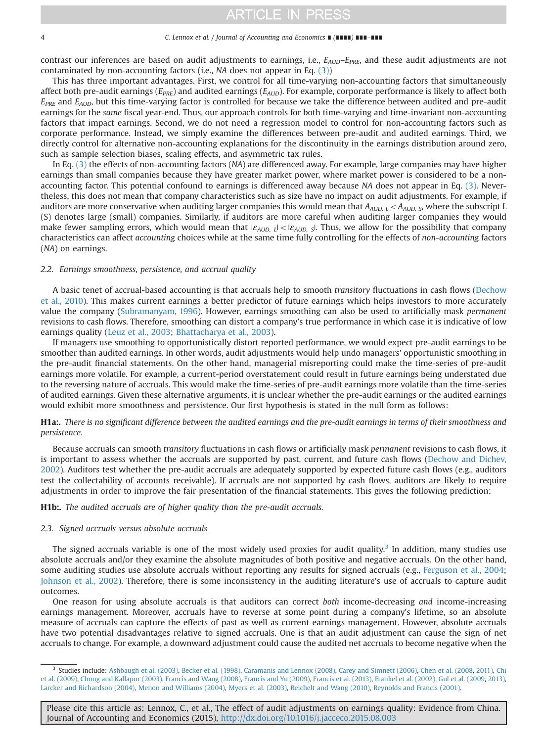contrast our inferences are based on audit adjustments to earnings, i.e., $E_{AUD}$–$E_{PRE}$, and these audit adjustments are not contaminated by non-accounting factors (i.e., *NA* does not appear in Eq. (3))

This has three important advantages. First, we control for all time-varying non-accounting factors that simultaneously affect both pre-audit earnings ($E_{PRE}$) and audited earnings ($E_{AUD}$). For example, corporate performance is likely to affect both $E_{PRE}$ and $E_{AUD}$, but this time-varying factor is controlled for because we take the difference between audited and pre-audit earnings for the *same* fiscal year-end. Thus, our approach controls for both time-varying and time-invariant non-accounting factors that impact earnings. Second, we do not need a regression model to control for non-accounting factors such as corporate performance. Instead, we simply examine the differences between pre-audit and audited earnings. Third, we directly control for alternative non-accounting explanations for the discontinuity in the earnings distribution around zero, such as sample selection biases, scaling effects, and asymmetric tax rules.

In Eq. (3) the effects of non-accounting factors (*NA*) are differenced away. For example, large companies may have higher earnings than small companies because they have greater market power, where market power is considered to be a non-accounting factor. This potential confound to earnings is differenced away because *NA* does not appear in Eq. (3). Nevertheless, this does not mean that company characteristics such as size have no impact on audit adjustments. For example, if auditors are more conservative when auditing larger companies this would mean that $A_{AUD,\ L} < A_{AUD,\ S}$, where the subscript L (S) denotes large (small) companies. Similarly, if auditors are more careful when auditing larger companies they would make fewer sampling errors, which would mean that $|\varepsilon_{AUD,\ L}| < |\varepsilon_{AUD,\ S}|$. Thus, we allow for the possibility that company characteristics can affect *accounting* choices while at the same time fully controlling for the effects of *non-accounting* factors (*NA*) on earnings.

### 2.2. Earnings smoothness, persistence, and accrual quality

A basic tenet of accrual-based accounting is that accruals help to smooth *transitory* fluctuations in cash flows (Dechow et al., 2010). This makes current earnings a better predictor of future earnings which helps investors to more accurately value the company (Subramanyam, 1996). However, earnings smoothing can also be used to artificially mask *permanent* revisions to cash flows. Therefore, smoothing can distort a company's true performance in which case it is indicative of low earnings quality (Leuz et al., 2003; Bhattacharya et al., 2003).

If managers use smoothing to opportunistically distort reported performance, we would expect pre-audit earnings to be smoother than audited earnings. In other words, audit adjustments would help undo managers' opportunistic smoothing in the pre-audit financial statements. On the other hand, managerial misreporting could make the time-series of pre-audit earnings more volatile. For example, a current-period overstatement could result in future earnings being understated due to the reversing nature of accruals. This would make the time-series of pre-audit earnings more volatile than the time-series of audited earnings. Given these alternative arguments, it is unclear whether the pre-audit earnings or the audited earnings would exhibit more smoothness and persistence. Our first hypothesis is stated in the null form as follows:

**H1a:.** *There is no significant difference between the audited earnings and the pre-audit earnings in terms of their smoothness and persistence.*

Because accruals can smooth *transitory* fluctuations in cash flows or artificially mask *permanent* revisions to cash flows, it is important to assess whether the accruals are supported by past, current, and future cash flows (Dechow and Dichev, 2002). Auditors test whether the pre-audit accruals are adequately supported by expected future cash flows (e.g., auditors test the collectability of accounts receivable). If accruals are not supported by cash flows, auditors are likely to require adjustments in order to improve the fair presentation of the financial statements. This gives the following prediction:

**H1b:.** *The audited accruals are of higher quality than the pre-audit accruals.*

### 2.3. Signed accruals versus absolute accruals

The signed accruals variable is one of the most widely used proxies for audit quality.[3] In addition, many studies use absolute accruals and/or they examine the absolute magnitudes of both positive and negative accruals. On the other hand, some auditing studies use absolute accruals without reporting any results for signed accruals (e.g., Ferguson et al., 2004; Johnson et al., 2002). Therefore, there is some inconsistency in the auditing literature's use of accruals to capture audit outcomes.

One reason for using absolute accruals is that auditors can correct *both* income-decreasing *and* income-increasing earnings management. Moreover, accruals have to reverse at some point during a company's lifetime, so an absolute measure of accruals can capture the effects of past as well as current earnings management. However, absolute accruals have two potential disadvantages relative to signed accruals. One is that an audit adjustment can cause the sign of net accruals to change. For example, a downward adjustment could cause the audited net accruals to become negative when the

---

[3] Studies include: Ashbaugh et al. (2003), Becker et al. (1998), Caramanis and Lennox (2008), Carey and Simnett (2006), Chen et al. (2008, 2011), Chi et al. (2009), Chung and Kallapur (2003), Francis and Wang (2008), Francis and Yu (2009), Francis et al. (2013), Frankel et al. (2002), Gul et al. (2009, 2013), Larcker and Richardson (2004), Menon and Williams (2004), Myers et al. (2003), Reichelt and Wang (2010), Reynolds and Francis (2001).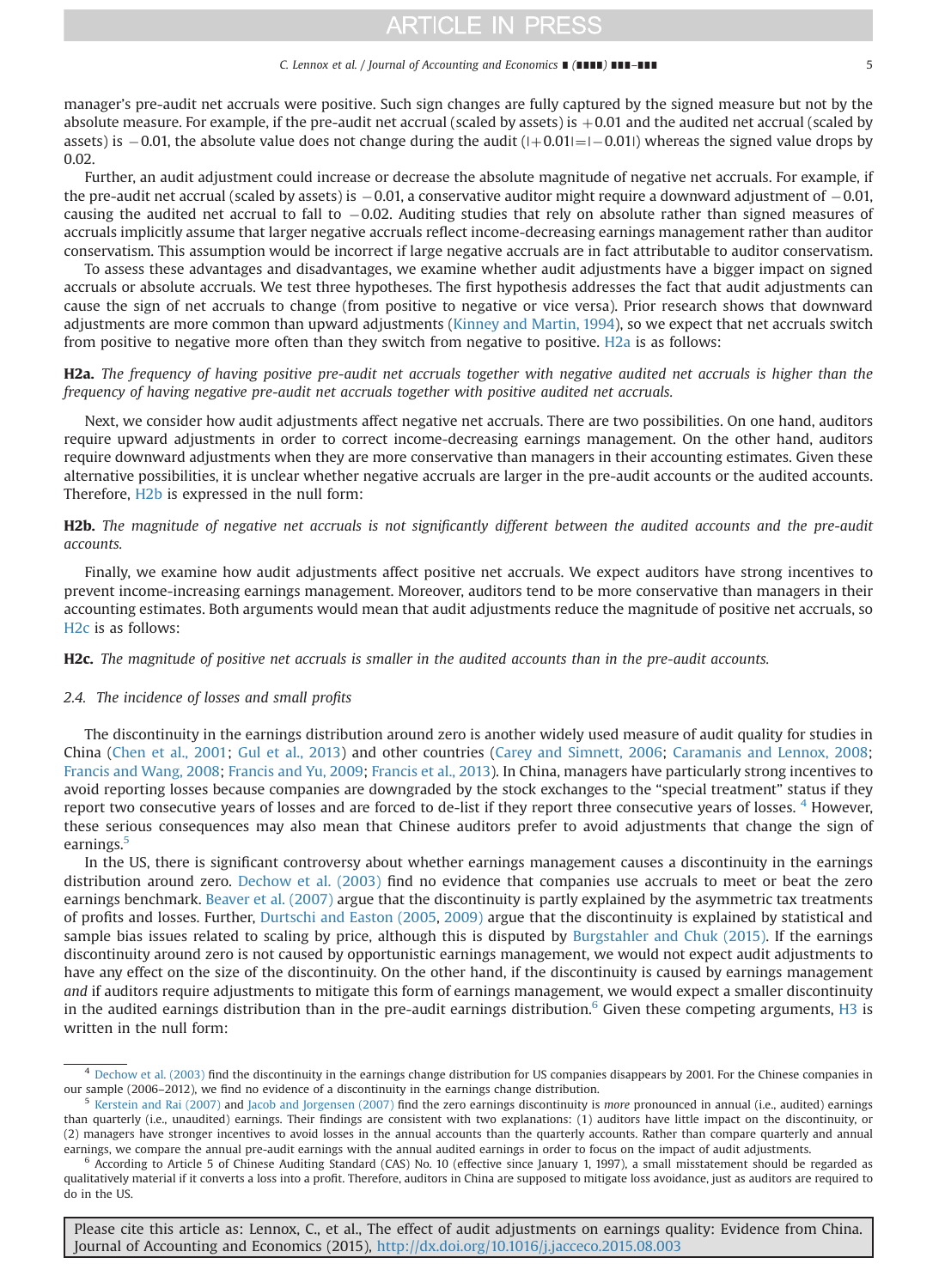manager's pre-audit net accruals were positive. Such sign changes are fully captured by the signed measure but not by the absolute measure. For example, if the pre-audit net accrual (scaled by assets) is +0.01 and the audited net accrual (scaled by assets) is −0.01, the absolute value does not change during the audit (|+0.01|=|−0.01|) whereas the signed value drops by 0.02.

Further, an audit adjustment could increase or decrease the absolute magnitude of negative net accruals. For example, if the pre-audit net accrual (scaled by assets) is −0.01, a conservative auditor might require a downward adjustment of −0.01, causing the audited net accrual to fall to −0.02. Auditing studies that rely on absolute rather than signed measures of accruals implicitly assume that larger negative accruals reflect income-decreasing earnings management rather than auditor conservatism. This assumption would be incorrect if large negative accruals are in fact attributable to auditor conservatism.

To assess these advantages and disadvantages, we examine whether audit adjustments have a bigger impact on signed accruals or absolute accruals. We test three hypotheses. The first hypothesis addresses the fact that audit adjustments can cause the sign of net accruals to change (from positive to negative or vice versa). Prior research shows that downward adjustments are more common than upward adjustments (Kinney and Martin, 1994), so we expect that net accruals switch from positive to negative more often than they switch from negative to positive. H2a is as follows:

**H2a.** *The frequency of having positive pre-audit net accruals together with negative audited net accruals is higher than the frequency of having negative pre-audit net accruals together with positive audited net accruals.*

Next, we consider how audit adjustments affect negative net accruals. There are two possibilities. On one hand, auditors require upward adjustments in order to correct income-decreasing earnings management. On the other hand, auditors require downward adjustments when they are more conservative than managers in their accounting estimates. Given these alternative possibilities, it is unclear whether negative accruals are larger in the pre-audit accounts or the audited accounts. Therefore, H2b is expressed in the null form:

**H2b.** *The magnitude of negative net accruals is not significantly different between the audited accounts and the pre-audit accounts.*

Finally, we examine how audit adjustments affect positive net accruals. We expect auditors have strong incentives to prevent income-increasing earnings management. Moreover, auditors tend to be more conservative than managers in their accounting estimates. Both arguments would mean that audit adjustments reduce the magnitude of positive net accruals, so H2c is as follows:

**H2c.** *The magnitude of positive net accruals is smaller in the audited accounts than in the pre-audit accounts.*

### 2.4. *The incidence of losses and small profits*

The discontinuity in the earnings distribution around zero is another widely used measure of audit quality for studies in China (Chen et al., 2001; Gul et al., 2013) and other countries (Carey and Simnett, 2006; Caramanis and Lennox, 2008; Francis and Wang, 2008; Francis and Yu, 2009; Francis et al., 2013). In China, managers have particularly strong incentives to avoid reporting losses because companies are downgraded by the stock exchanges to the "special treatment" status if they report two consecutive years of losses and are forced to de-list if they report three consecutive years of losses.[4] However, these serious consequences may also mean that Chinese auditors prefer to avoid adjustments that change the sign of earnings.[5]

In the US, there is significant controversy about whether earnings management causes a discontinuity in the earnings distribution around zero. Dechow et al. (2003) find no evidence that companies use accruals to meet or beat the zero earnings benchmark. Beaver et al. (2007) argue that the discontinuity is partly explained by the asymmetric tax treatments of profits and losses. Further, Durtschi and Easton (2005, 2009) argue that the discontinuity is explained by statistical and sample bias issues related to scaling by price, although this is disputed by Burgstahler and Chuk (2015). If the earnings discontinuity around zero is not caused by opportunistic earnings management, we would not expect audit adjustments to have any effect on the size of the discontinuity. On the other hand, if the discontinuity is caused by earnings management *and* if auditors require adjustments to mitigate this form of earnings management, we would expect a smaller discontinuity in the audited earnings distribution than in the pre-audit earnings distribution.[6] Given these competing arguments, H3 is written in the null form:

---

[4] Dechow et al. (2003) find the discontinuity in the earnings change distribution for US companies disappears by 2001. For the Chinese companies in our sample (2006–2012), we find no evidence of a discontinuity in the earnings change distribution.

[5] Kerstein and Rai (2007) and Jacob and Jorgensen (2007) find the zero earnings discontinuity is *more* pronounced in annual (i.e., audited) earnings than quarterly (i.e., unaudited) earnings. Their findings are consistent with two explanations: (1) auditors have little impact on the discontinuity, or (2) managers have stronger incentives to avoid losses in the annual accounts than the quarterly accounts. Rather than compare quarterly and annual earnings, we compare the annual pre-audit earnings with the annual audited earnings in order to focus on the impact of audit adjustments.

[6] According to Article 5 of Chinese Auditing Standard (CAS) No. 10 (effective since January 1, 1997), a small misstatement should be regarded as qualitatively material if it converts a loss into a profit. Therefore, auditors in China are supposed to mitigate loss avoidance, just as auditors are required to do in the US.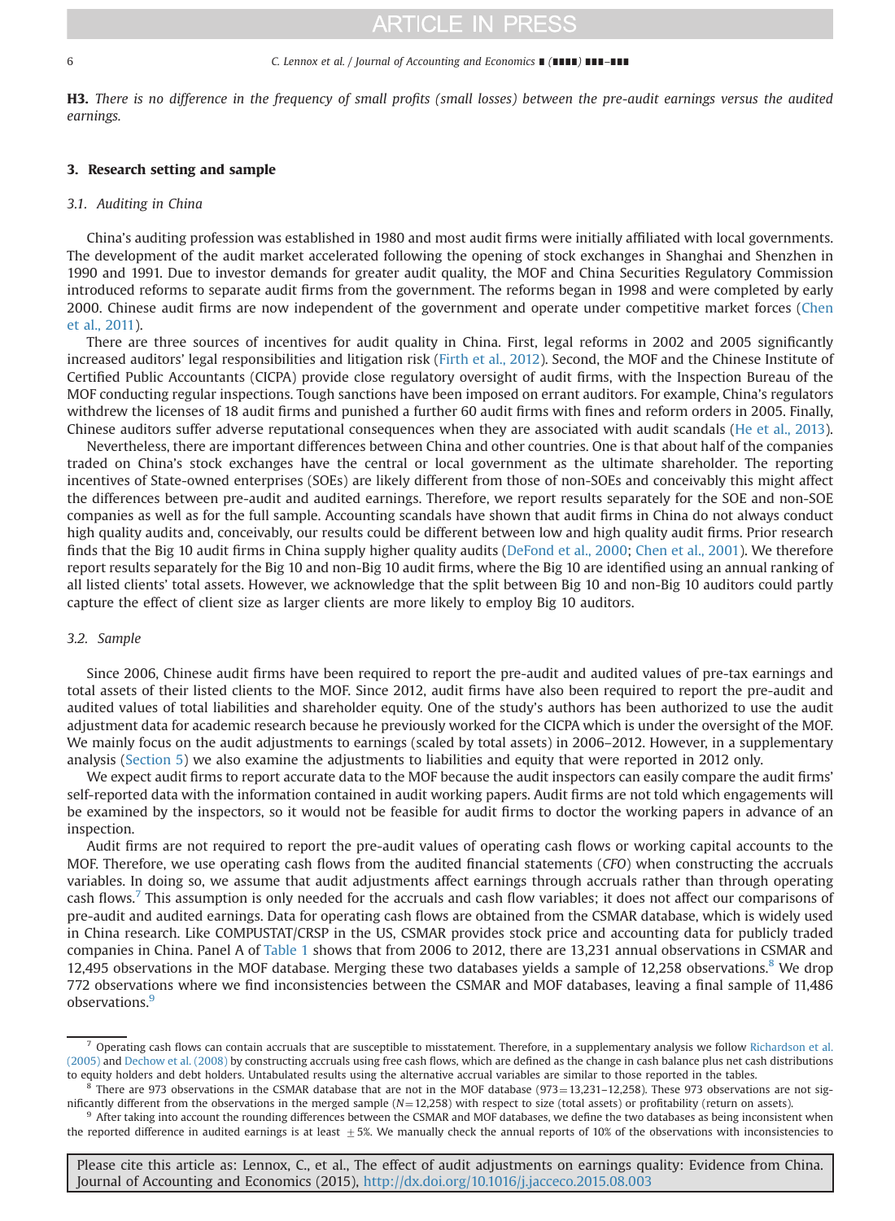**H3.** *There is no difference in the frequency of small profits (small losses) between the pre-audit earnings versus the audited earnings.*

## 3. Research setting and sample

### 3.1. Auditing in China

China's auditing profession was established in 1980 and most audit firms were initially affiliated with local governments. The development of the audit market accelerated following the opening of stock exchanges in Shanghai and Shenzhen in 1990 and 1991. Due to investor demands for greater audit quality, the MOF and China Securities Regulatory Commission introduced reforms to separate audit firms from the government. The reforms began in 1998 and were completed by early 2000. Chinese audit firms are now independent of the government and operate under competitive market forces (Chen et al., 2011).

There are three sources of incentives for audit quality in China. First, legal reforms in 2002 and 2005 significantly increased auditors' legal responsibilities and litigation risk (Firth et al., 2012). Second, the MOF and the Chinese Institute of Certified Public Accountants (CICPA) provide close regulatory oversight of audit firms, with the Inspection Bureau of the MOF conducting regular inspections. Tough sanctions have been imposed on errant auditors. For example, China's regulators withdrew the licenses of 18 audit firms and punished a further 60 audit firms with fines and reform orders in 2005. Finally, Chinese auditors suffer adverse reputational consequences when they are associated with audit scandals (He et al., 2013).

Nevertheless, there are important differences between China and other countries. One is that about half of the companies traded on China's stock exchanges have the central or local government as the ultimate shareholder. The reporting incentives of State-owned enterprises (SOEs) are likely different from those of non-SOEs and conceivably this might affect the differences between pre-audit and audited earnings. Therefore, we report results separately for the SOE and non-SOE companies as well as for the full sample. Accounting scandals have shown that audit firms in China do not always conduct high quality audits and, conceivably, our results could be different between low and high quality audit firms. Prior research finds that the Big 10 audit firms in China supply higher quality audits (DeFond et al., 2000; Chen et al., 2001). We therefore report results separately for the Big 10 and non-Big 10 audit firms, where the Big 10 are identified using an annual ranking of all listed clients' total assets. However, we acknowledge that the split between Big 10 and non-Big 10 auditors could partly capture the effect of client size as larger clients are more likely to employ Big 10 auditors.

### 3.2. Sample

Since 2006, Chinese audit firms have been required to report the pre-audit and audited values of pre-tax earnings and total assets of their listed clients to the MOF. Since 2012, audit firms have also been required to report the pre-audit and audited values of total liabilities and shareholder equity. One of the study's authors has been authorized to use the audit adjustment data for academic research because he previously worked for the CICPA which is under the oversight of the MOF. We mainly focus on the audit adjustments to earnings (scaled by total assets) in 2006–2012. However, in a supplementary analysis (Section 5) we also examine the adjustments to liabilities and equity that were reported in 2012 only.

We expect audit firms to report accurate data to the MOF because the audit inspectors can easily compare the audit firms' self-reported data with the information contained in audit working papers. Audit firms are not told which engagements will be examined by the inspectors, so it would not be feasible for audit firms to doctor the working papers in advance of an inspection.

Audit firms are not required to report the pre-audit values of operating cash flows or working capital accounts to the MOF. Therefore, we use operating cash flows from the audited financial statements (*CFO*) when constructing the accruals variables. In doing so, we assume that audit adjustments affect earnings through accruals rather than through operating cash flows.[7] This assumption is only needed for the accruals and cash flow variables; it does not affect our comparisons of pre-audit and audited earnings. Data for operating cash flows are obtained from the CSMAR database, which is widely used in China research. Like COMPUSTAT/CRSP in the US, CSMAR provides stock price and accounting data for publicly traded companies in China. Panel A of Table 1 shows that from 2006 to 2012, there are 13,231 annual observations in CSMAR and 12,495 observations in the MOF database. Merging these two databases yields a sample of 12,258 observations.[8] We drop 772 observations where we find inconsistencies between the CSMAR and MOF databases, leaving a final sample of 11,486 observations.[9]

---

[7] Operating cash flows can contain accruals that are susceptible to misstatement. Therefore, in a supplementary analysis we follow Richardson et al. (2005) and Dechow et al. (2008) by constructing accruals using free cash flows, which are defined as the change in cash balance plus net cash distributions to equity holders and debt holders. Untabulated results using the alternative accrual variables are similar to those reported in the tables.

[8] There are 973 observations in the CSMAR database that are not in the MOF database (973 = 13,231–12,258). These 973 observations are not significantly different from the observations in the merged sample ($N = 12{,}258$) with respect to size (total assets) or profitability (return on assets).

[9] After taking into account the rounding differences between the CSMAR and MOF databases, we define the two databases as being inconsistent when the reported difference in audited earnings is at least $\pm 5\%$. We manually check the annual reports of 10% of the observations with inconsistencies to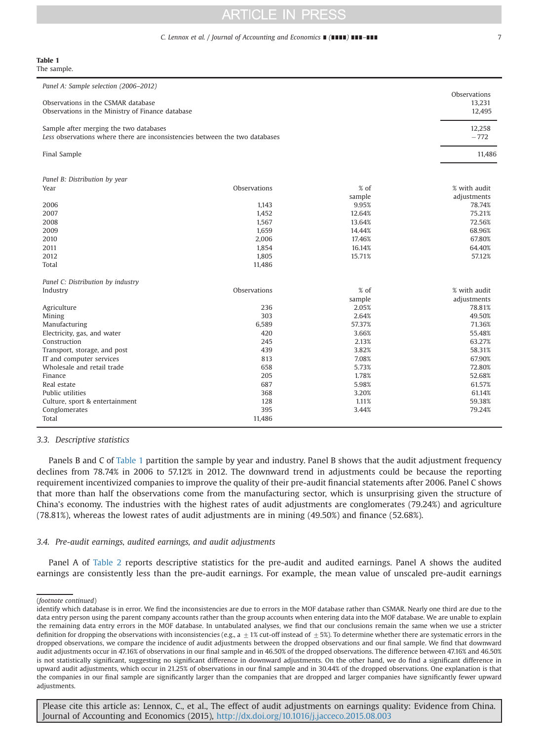**Table 1**
The sample.

*Panel A: Sample selection (2006–2012)*

| | Observations |
|---|---|
| Observations in the CSMAR database | 13,231 |
| Observations in the Ministry of Finance database | 12,495 |
| Sample after merging the two databases | 12,258 |
| *Less* observations where there are inconsistencies between the two databases | −772 |
| Final Sample | 11,486 |

*Panel B: Distribution by year*

| Year | Observations | % of sample | % with audit adjustments |
|---|---|---|---|
| 2006 | 1,143 | 9.95% | 78.74% |
| 2007 | 1,452 | 12.64% | 75.21% |
| 2008 | 1,567 | 13.64% | 72.56% |
| 2009 | 1,659 | 14.44% | 68.96% |
| 2010 | 2,006 | 17.46% | 67.80% |
| 2011 | 1,854 | 16.14% | 64.40% |
| 2012 | 1,805 | 15.71% | 57.12% |
| Total | 11,486 | | |

*Panel C: Distribution by industry*

| Industry | Observations | % of sample | % with audit adjustments |
|---|---|---|---|
| Agriculture | 236 | 2.05% | 78.81% |
| Mining | 303 | 2.64% | 49.50% |
| Manufacturing | 6,589 | 57.37% | 71.36% |
| Electricity, gas, and water | 420 | 3.66% | 55.48% |
| Construction | 245 | 2.13% | 63.27% |
| Transport, storage, and post | 439 | 3.82% | 58.31% |
| IT and computer services | 813 | 7.08% | 67.90% |
| Wholesale and retail trade | 658 | 5.73% | 72.80% |
| Finance | 205 | 1.78% | 52.68% |
| Real estate | 687 | 5.98% | 61.57% |
| Public utilities | 368 | 3.20% | 61.14% |
| Culture, sport & entertainment | 128 | 1.11% | 59.38% |
| Conglomerates | 395 | 3.44% | 79.24% |
| Total | 11,486 | | |

### 3.3. Descriptive statistics

Panels B and C of Table 1 partition the sample by year and industry. Panel B shows that the audit adjustment frequency declines from 78.74% in 2006 to 57.12% in 2012. The downward trend in adjustments could be because the reporting requirement incentivized companies to improve the quality of their pre-audit financial statements after 2006. Panel C shows that more than half the observations come from the manufacturing sector, which is unsurprising given the structure of China's economy. The industries with the highest rates of audit adjustments are conglomerates (79.24%) and agriculture (78.81%), whereas the lowest rates of audit adjustments are in mining (49.50%) and finance (52.68%).

### 3.4. Pre-audit earnings, audited earnings, and audit adjustments

Panel A of Table 2 reports descriptive statistics for the pre-audit and audited earnings. Panel A shows the audited earnings are consistently less than the pre-audit earnings. For example, the mean value of unscaled pre-audit earnings

(*footnote continued*)
identify which database is in error. We find the inconsistencies are due to errors in the MOF database rather than CSMAR. Nearly one third are due to the data entry person using the parent company accounts rather than the group accounts when entering data into the MOF database. We are unable to explain the remaining data entry errors in the MOF database. In untabulated analyses, we find that our conclusions remain the same when we use a stricter definition for dropping the observations with inconsistencies (e.g., a $\pm 1\%$ cut-off instead of $\pm 5\%$). To determine whether there are systematic errors in the dropped observations, we compare the incidence of audit adjustments between the dropped observations and our final sample. We find that downward audit adjustments occur in 47.16% of observations in our final sample and in 46.50% of the dropped observations. The difference between 47.16% and 46.50% is not statistically significant, suggesting no significant difference in downward adjustments. On the other hand, we do find a significant difference in upward audit adjustments, which occur in 21.25% of observations in our final sample and in 30.44% of the dropped observations. One explanation is that the companies in our final sample are significantly larger than the companies that are dropped and larger companies have significantly fewer upward adjustments.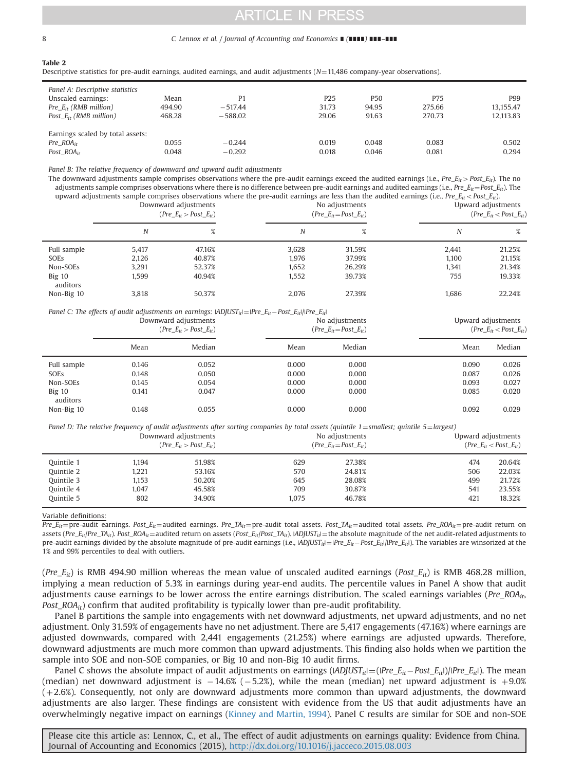**Table 2**
Descriptive statistics for pre-audit earnings, audited earnings, and audit adjustments ($N$=11,486 company-year observations).

*Panel A: Descriptive statistics*

| | Mean | P1 | P25 | P50 | P75 | P99 |
|---|---|---|---|---|---|---|
| Unscaled earnings: | | | | | | |
| $Pre\_E_{it}$ (RMB million) | 494.90 | −517.44 | 31.73 | 94.95 | 275.66 | 13,155.47 |
| $Post\_E_{it}$ (RMB million) | 468.28 | −588.02 | 29.06 | 91.63 | 270.73 | 12,113.83 |
| Earnings scaled by total assets: | | | | | | |
| $Pre\_ROA_{it}$ | 0.055 | −0.244 | 0.019 | 0.048 | 0.083 | 0.502 |
| $Post\_ROA_{it}$ | 0.048 | −0.292 | 0.018 | 0.046 | 0.081 | 0.294 |

*Panel B: The relative frequency of downward and upward audit adjustments*

The downward adjustments sample comprises observations where the pre-audit earnings exceed the audited earnings (i.e., $Pre\_E_{it} > Post\_E_{it}$). The no adjustments sample comprises observations where there is no difference between pre-audit earnings and audited earnings (i.e., $Pre\_E_{it} = Post\_E_{it}$). The upward adjustments sample comprises observations where the pre-audit earnings are less than the audited earnings (i.e., $Pre\_E_{it} < Post\_E_{it}$).

| | Downward adjustments ($Pre\_E_{it} > Post\_E_{it}$) | | No adjustments ($Pre\_E_{it} = Post\_E_{it}$) | | Upward adjustments ($Pre\_E_{it} < Post\_E_{it}$) | |
|---|---|---|---|---|---|---|
| | N | % | N | % | N | % |
| Full sample | 5,417 | 47.16% | 3,628 | 31.59% | 2,441 | 21.25% |
| SOEs | 2,126 | 40.87% | 1,976 | 37.99% | 1,100 | 21.15% |
| Non-SOEs | 3,291 | 52.37% | 1,652 | 26.29% | 1,341 | 21.34% |
| Big 10 auditors | 1,599 | 40.94% | 1,552 | 39.73% | 755 | 19.33% |
| Non-Big 10 | 3,818 | 50.37% | 2,076 | 27.39% | 1,686 | 22.24% |

*Panel C: The effects of audit adjustments on earnings: $|ADJUST_{it}| = |Pre\_E_{it} - Post\_E_{it}|/|Pre\_E_{it}|$*

| | Downward adjustments ($Pre\_E_{it} > Post\_E_{it}$) | | No adjustments ($Pre\_E_{it} = Post\_E_{it}$) | | Upward adjustments ($Pre\_E_{it} < Post\_E_{it}$) | |
|---|---|---|---|---|---|---|
| | Mean | Median | Mean | Median | Mean | Median |
| Full sample | 0.146 | 0.052 | 0.000 | 0.000 | 0.090 | 0.026 |
| SOEs | 0.148 | 0.050 | 0.000 | 0.000 | 0.087 | 0.026 |
| Non-SOEs | 0.145 | 0.054 | 0.000 | 0.000 | 0.093 | 0.027 |
| Big 10 auditors | 0.141 | 0.047 | 0.000 | 0.000 | 0.085 | 0.020 |
| Non-Big 10 | 0.148 | 0.055 | 0.000 | 0.000 | 0.092 | 0.029 |

*Panel D: The relative frequency of audit adjustments after sorting companies by total assets (quintile 1=smallest; quintile 5=largest)*

| | Downward adjustments ($Pre\_E_{it} > Post\_E_{it}$) | | No adjustments ($Pre\_E_{it} = Post\_E_{it}$) | | Upward adjustments ($Pre\_E_{it} < Post\_E_{it}$) | |
|---|---|---|---|---|---|---|
| Quintile 1 | 1,194 | 51.98% | 629 | 27.38% | 474 | 20.64% |
| Quintile 2 | 1,221 | 53.16% | 570 | 24.81% | 506 | 22.03% |
| Quintile 3 | 1,153 | 50.20% | 645 | 28.08% | 499 | 21.72% |
| Quintile 4 | 1,047 | 45.58% | 709 | 30.87% | 541 | 23.55% |
| Quintile 5 | 802 | 34.90% | 1,075 | 46.78% | 421 | 18.32% |

Variable definitions:
$Pre\_E_{it}$=pre-audit earnings. $Post\_E_{it}$=audited earnings. $Pre\_TA_{it}$=pre-audit total assets. $Post\_TA_{it}$=audited total assets. $Pre\_ROA_{it}$=pre-audit return on assets ($Pre\_E_{it}/Pre\_TA_{it}$). $Post\_ROA_{it}$=audited return on assets ($Post\_E_{it}/Post\_TA_{it}$). $|ADJUST_{it}|$=the absolute magnitude of the net audit-related adjustments to pre-audit earnings divided by the absolute magnitude of pre-audit earnings (i.e., $|ADJUST_{it}| = |Pre\_E_{it} - Post\_E_{it}|/|Pre\_E_{it}|$). The variables are winsorized at the 1% and 99% percentiles to deal with outliers.

($Pre\_E_{it}$) is RMB 494.90 million whereas the mean value of unscaled audited earnings ($Post\_E_{it}$) is RMB 468.28 million, implying a mean reduction of 5.3% in earnings during year-end audits. The percentile values in Panel A show that audit adjustments cause earnings to be lower across the entire earnings distribution. The scaled earnings variables ($Pre\_ROA_{it}$, $Post\_ROA_{it}$) confirm that audited profitability is typically lower than pre-audit profitability.

Panel B partitions the sample into engagements with net downward adjustments, net upward adjustments, and no net adjustment. Only 31.59% of engagements have no net adjustment. There are 5,417 engagements (47.16%) where earnings are adjusted downwards, compared with 2,441 engagements (21.25%) where earnings are adjusted upwards. Therefore, downward adjustments are much more common than upward adjustments. This finding also holds when we partition the sample into SOE and non-SOE companies, or Big 10 and non-Big 10 audit firms.

Panel C shows the absolute impact of audit adjustments on earnings ($|ADJUST_{it}| = (|Pre\_E_{it} - Post\_E_{it}|)/|Pre\_E_{it}|$). The mean (median) net downward adjustment is −14.6% (−5.2%), while the mean (median) net upward adjustment is +9.0% (+2.6%). Consequently, not only are downward adjustments more common than upward adjustments, the downward adjustments are also larger. These findings are consistent with evidence from the US that audit adjustments have an overwhelmingly negative impact on earnings (Kinney and Martin, 1994). Panel C results are similar for SOE and non-SOE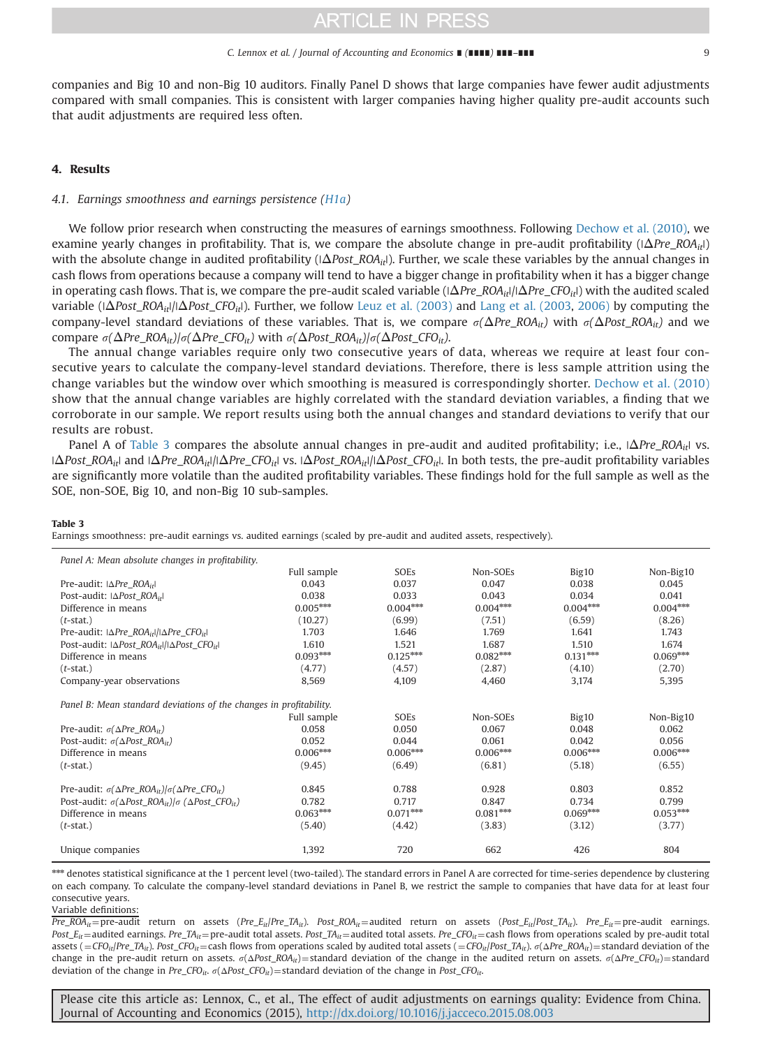companies and Big 10 and non-Big 10 auditors. Finally Panel D shows that large companies have fewer audit adjustments compared with small companies. This is consistent with larger companies having higher quality pre-audit accounts such that audit adjustments are required less often.

## 4. Results

### 4.1. Earnings smoothness and earnings persistence (H1a)

We follow prior research when constructing the measures of earnings smoothness. Following Dechow et al. (2010), we examine yearly changes in profitability. That is, we compare the absolute change in pre-audit profitability ($|\Delta Pre\_ROA_{it}|$) with the absolute change in audited profitability ($|\Delta Post\_ROA_{it}|$). Further, we scale these variables by the annual changes in cash flows from operations because a company will tend to have a bigger change in profitability when it has a bigger change in operating cash flows. That is, we compare the pre-audit scaled variable ($|\Delta Pre\_ROA_{it}|/|\Delta Pre\_CFO_{it}|$) with the audited scaled variable ($|\Delta Post\_ROA_{it}|/|\Delta Post\_CFO_{it}|$). Further, we follow Leuz et al. (2003) and Lang et al. (2003, 2006) by computing the company-level standard deviations of these variables. That is, we compare $\sigma(\Delta Pre\_ROA_{it})$ with $\sigma(\Delta Post\_ROA_{it})$ and we compare $\sigma(\Delta Pre\_ROA_{it})/\sigma(\Delta Pre\_CFO_{it})$ with $\sigma(\Delta Post\_ROA_{it})/\sigma(\Delta Post\_CFO_{it})$.

The annual change variables require only two consecutive years of data, whereas we require at least four consecutive years to calculate the company-level standard deviations. Therefore, there is less sample attrition using the change variables but the window over which smoothing is measured is correspondingly shorter. Dechow et al. (2010) show that the annual change variables are highly correlated with the standard deviation variables, a finding that we corroborate in our sample. We report results using both the annual changes and standard deviations to verify that our results are robust.

Panel A of Table 3 compares the absolute annual changes in pre-audit and audited profitability; i.e., $|\Delta Pre\_ROA_{it}|$ vs. $|\Delta Post\_ROA_{it}|$ and $|\Delta Pre\_ROA_{it}|/|\Delta Pre\_CFO_{it}|$ vs. $|\Delta Post\_ROA_{it}|/|\Delta Post\_CFO_{it}|$. In both tests, the pre-audit profitability variables are significantly more volatile than the audited profitability variables. These findings hold for the full sample as well as the SOE, non-SOE, Big 10, and non-Big 10 sub-samples.

**Table 3**
Earnings smoothness: pre-audit earnings vs. audited earnings (scaled by pre-audit and audited assets, respectively).

| | Full sample | SOEs | Non-SOEs | Big10 | Non-Big10 |
|---|---|---|---|---|---|
| *Panel A: Mean absolute changes in profitability.* | | | | | |
| Pre-audit: $\lvert\Delta Pre\_ROA_{it}\rvert$ | 0.043 | 0.037 | 0.047 | 0.038 | 0.045 |
| Post-audit: $\lvert\Delta Post\_ROA_{it}\rvert$ | 0.038 | 0.033 | 0.043 | 0.034 | 0.041 |
| Difference in means | 0.005*** | 0.004*** | 0.004*** | 0.004*** | 0.004*** |
| ($t$-stat.) | (10.27) | (6.99) | (7.51) | (6.59) | (8.26) |
| Pre-audit: $\lvert\Delta Pre\_ROA_{it}\rvert/\lvert\Delta Pre\_CFO_{it}\rvert$ | 1.703 | 1.646 | 1.769 | 1.641 | 1.743 |
| Post-audit: $\lvert\Delta Post\_ROA_{it}\rvert/\lvert\Delta Post\_CFO_{it}\rvert$ | 1.610 | 1.521 | 1.687 | 1.510 | 1.674 |
| Difference in means | 0.093*** | 0.125*** | 0.082*** | 0.131*** | 0.069*** |
| ($t$-stat.) | (4.77) | (4.57) | (2.87) | (4.10) | (2.70) |
| Company-year observations | 8,569 | 4,109 | 4,460 | 3,174 | 5,395 |
| *Panel B: Mean standard deviations of the changes in profitability.* | | | | | |
| Pre-audit: $\sigma(\Delta Pre\_ROA_{it})$ | 0.058 | 0.050 | 0.067 | 0.048 | 0.062 |
| Post-audit: $\sigma(\Delta Post\_ROA_{it})$ | 0.052 | 0.044 | 0.061 | 0.042 | 0.056 |
| Difference in means | 0.006*** | 0.006*** | 0.006*** | 0.006*** | 0.006*** |
| ($t$-stat.) | (9.45) | (6.49) | (6.81) | (5.18) | (6.55) |
| Pre-audit: $\sigma(\Delta Pre\_ROA_{it})/\sigma(\Delta Pre\_CFO_{it})$ | 0.845 | 0.788 | 0.928 | 0.803 | 0.852 |
| Post-audit: $\sigma(\Delta Post\_ROA_{it})/\sigma(\Delta Post\_CFO_{it})$ | 0.782 | 0.717 | 0.847 | 0.734 | 0.799 |
| Difference in means | 0.063*** | 0.071*** | 0.081*** | 0.069*** | 0.053*** |
| ($t$-stat.) | (5.40) | (4.42) | (3.83) | (3.12) | (3.77) |
| Unique companies | 1,392 | 720 | 662 | 426 | 804 |

*** denotes statistical significance at the 1 percent level (two-tailed). The standard errors in Panel A are corrected for time-series dependence by clustering on each company. To calculate the company-level standard deviations in Panel B, we restrict the sample to companies that have data for at least four consecutive years.

Variable definitions:

$Pre\_ROA_{it}$ = pre-audit return on assets ($Pre\_E_{it}/Pre\_TA_{it}$). $Post\_ROA_{it}$ = audited return on assets ($Post\_E_{it}/Post\_TA_{it}$). $Pre\_E_{it}$ = pre-audit earnings. $Post\_E_{it}$ = audited earnings. $Pre\_TA_{it}$ = pre-audit total assets. $Post\_TA_{it}$ = audited total assets. $Pre\_CFO_{it}$ = cash flows from operations scaled by pre-audit total assets ($= CFO_{it}/Pre\_TA_{it}$). $Post\_CFO_{it}$ = cash flows from operations scaled by audited total assets ($= CFO_{it}/Post\_TA_{it}$). $\sigma(\Delta Pre\_ROA_{it})$ = standard deviation of the change in the pre-audit return on assets. $\sigma(\Delta Post\_ROA_{it})$ = standard deviation of the change in the audited return on assets. $\sigma(\Delta Pre\_CFO_{it})$ = standard deviation of the change in $Pre\_CFO_{it}$. $\sigma(\Delta Post\_CFO_{it})$ = standard deviation of the change in $Post\_CFO_{it}$.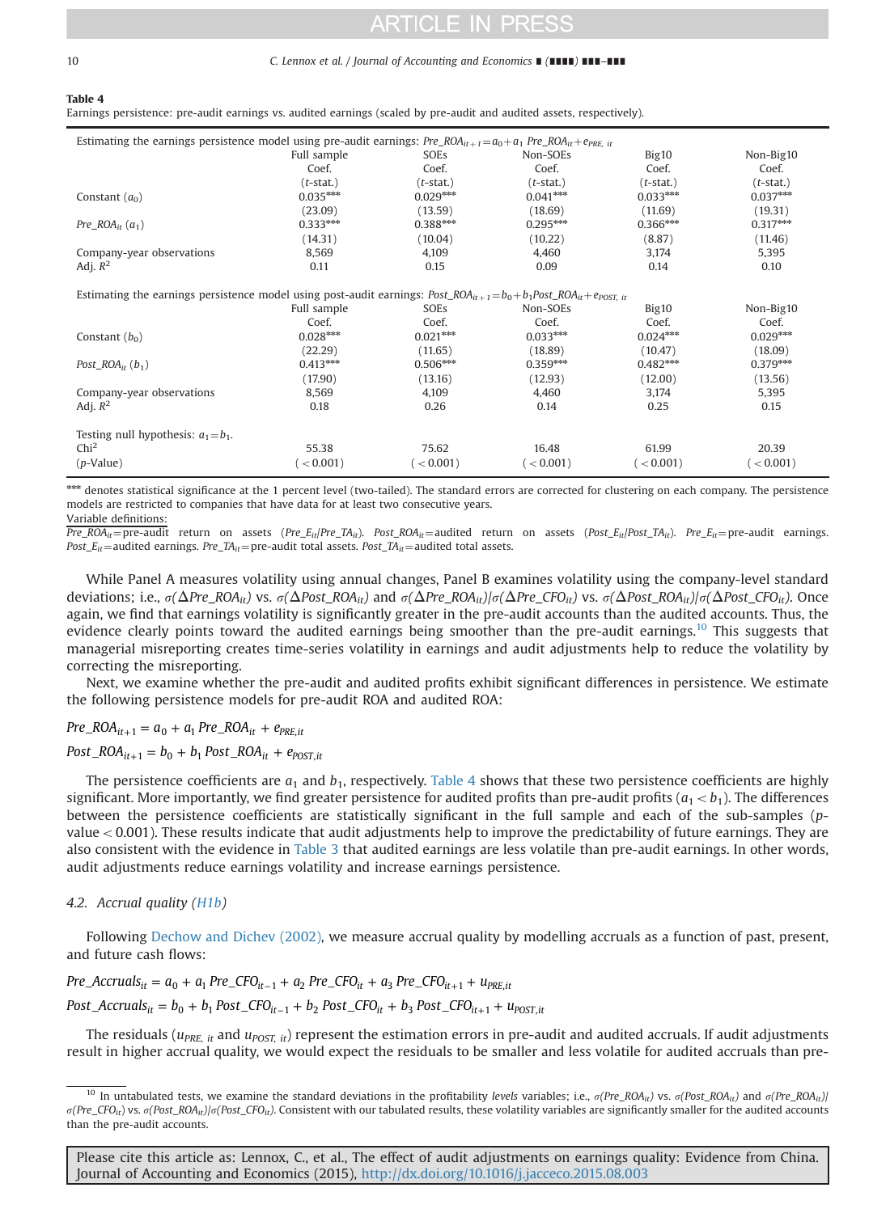**Table 4**
Earnings persistence: pre-audit earnings vs. audited earnings (scaled by pre-audit and audited assets, respectively).

| Estimating the earnings persistence model using pre-audit earnings: $Pre\_ROA_{it+1} = a_0 + a_1\ Pre\_ROA_{it} + e_{PRE,\ it}$ | | | | | |
|---|---|---|---|---|---|
| | Full sample | SOEs | Non-SOEs | Big10 | Non-Big10 |
| | Coef. | Coef. | Coef. | Coef. | Coef. |
| | (*t*-stat.) | (*t*-stat.) | (*t*-stat.) | (*t*-stat.) | (*t*-stat.) |
| Constant ($a_0$) | 0.035*** | 0.029*** | 0.041*** | 0.033*** | 0.037*** |
| | (23.09) | (13.59) | (18.69) | (11.69) | (19.31) |
| $Pre\_ROA_{it}$ ($a_1$) | 0.333*** | 0.388*** | 0.295*** | 0.366*** | 0.317*** |
| | (14.31) | (10.04) | (10.22) | (8.87) | (11.46) |
| Company-year observations | 8,569 | 4,109 | 4,460 | 3,174 | 5,395 |
| Adj. $R^2$ | 0.11 | 0.15 | 0.09 | 0.14 | 0.10 |
| **Estimating the earnings persistence model using post-audit earnings: $Post\_ROA_{it+1} = b_0 + b_1 Post\_ROA_{it} + e_{POST,\ it}$** | | | | | |
| | Full sample | SOEs | Non-SOEs | Big10 | Non-Big10 |
| | Coef. | Coef. | Coef. | Coef. | Coef. |
| Constant ($b_0$) | 0.028*** | 0.021*** | 0.033*** | 0.024*** | 0.029*** |
| | (22.29) | (11.65) | (18.89) | (10.47) | (18.09) |
| $Post\_ROA_{it}$ ($b_1$) | 0.413*** | 0.506*** | 0.359*** | 0.482*** | 0.379*** |
| | (17.90) | (13.16) | (12.93) | (12.00) | (13.56) |
| Company-year observations | 8,569 | 4,109 | 4,460 | 3,174 | 5,395 |
| Adj. $R^2$ | 0.18 | 0.26 | 0.14 | 0.25 | 0.15 |
| Testing null hypothesis: $a_1 = b_1$. | | | | | |
| Chi$^2$ | 55.38 | 75.62 | 16.48 | 61.99 | 20.39 |
| (*p*-Value) | (<0.001) | (<0.001) | (<0.001) | (<0.001) | (<0.001) |

*** denotes statistical significance at the 1 percent level (two-tailed). The standard errors are corrected for clustering on each company. The persistence models are restricted to companies that have data for at least two consecutive years.

Variable definitions:
$Pre\_ROA_{it}$ = pre-audit return on assets ($Pre\_E_{it}/Pre\_TA_{it}$). $Post\_ROA_{it}$ = audited return on assets ($Post\_E_{it}/Post\_TA_{it}$). $Pre\_E_{it}$ = pre-audit earnings. $Post\_E_{it}$ = audited earnings. $Pre\_TA_{it}$ = pre-audit total assets. $Post\_TA_{it}$ = audited total assets.

While Panel A measures volatility using annual changes, Panel B examines volatility using the company-level standard deviations; i.e., $\sigma(\Delta Pre\_ROA_{it})$ vs. $\sigma(\Delta Post\_ROA_{it})$ and $\sigma(\Delta Pre\_ROA_{it})/\sigma(\Delta Pre\_CFO_{it})$ vs. $\sigma(\Delta Post\_ROA_{it})/\sigma(\Delta Post\_CFO_{it})$. Once again, we find that earnings volatility is significantly greater in the pre-audit accounts than the audited accounts. Thus, the evidence clearly points toward the audited earnings being smoother than the pre-audit earnings.[10] This suggests that managerial misreporting creates time-series volatility in earnings and audit adjustments help to reduce the volatility by correcting the misreporting.

Next, we examine whether the pre-audit and audited profits exhibit significant differences in persistence. We estimate the following persistence models for pre-audit ROA and audited ROA:

$$Pre\_ROA_{it+1} = a_0 + a_1\ Pre\_ROA_{it} + e_{PRE,it}$$

$$Post\_ROA_{it+1} = b_0 + b_1\ Post\_ROA_{it} + e_{POST,it}$$

The persistence coefficients are $a_1$ and $b_1$, respectively. Table 4 shows that these two persistence coefficients are highly significant. More importantly, we find greater persistence for audited profits than pre-audit profits ($a_1 < b_1$). The differences between the persistence coefficients are statistically significant in the full sample and each of the sub-samples ($p$-value $< 0.001$). These results indicate that audit adjustments help to improve the predictability of future earnings. They are also consistent with the evidence in Table 3 that audited earnings are less volatile than pre-audit earnings. In other words, audit adjustments reduce earnings volatility and increase earnings persistence.

## 4.2. Accrual quality (H1b)

Following Dechow and Dichev (2002), we measure accrual quality by modelling accruals as a function of past, present, and future cash flows:

$$Pre\_Accruals_{it} = a_0 + a_1\ Pre\_CFO_{it-1} + a_2\ Pre\_CFO_{it} + a_3\ Pre\_CFO_{it+1} + u_{PRE,it}$$

$$Post\_Accruals_{it} = b_0 + b_1\ Post\_CFO_{it-1} + b_2\ Post\_CFO_{it} + b_3\ Post\_CFO_{it+1} + u_{POST,it}$$

The residuals ($u_{PRE,\ it}$ and $u_{POST,\ it}$) represent the estimation errors in pre-audit and audited accruals. If audit adjustments result in higher accrual quality, we would expect the residuals to be smaller and less volatile for audited accruals than pre-

[10] In untabulated tests, we examine the standard deviations in the profitability *levels* variables; i.e., $\sigma(Pre\_ROA_{it})$ vs. $\sigma(Post\_ROA_{it})$ and $\sigma(Pre\_ROA_{it})/\sigma(Pre\_CFO_{it})$ vs. $\sigma(Post\_ROA_{it})/\sigma(Post\_CFO_{it})$. Consistent with our tabulated results, these volatility variables are significantly smaller for the audited accounts than the pre-audit accounts.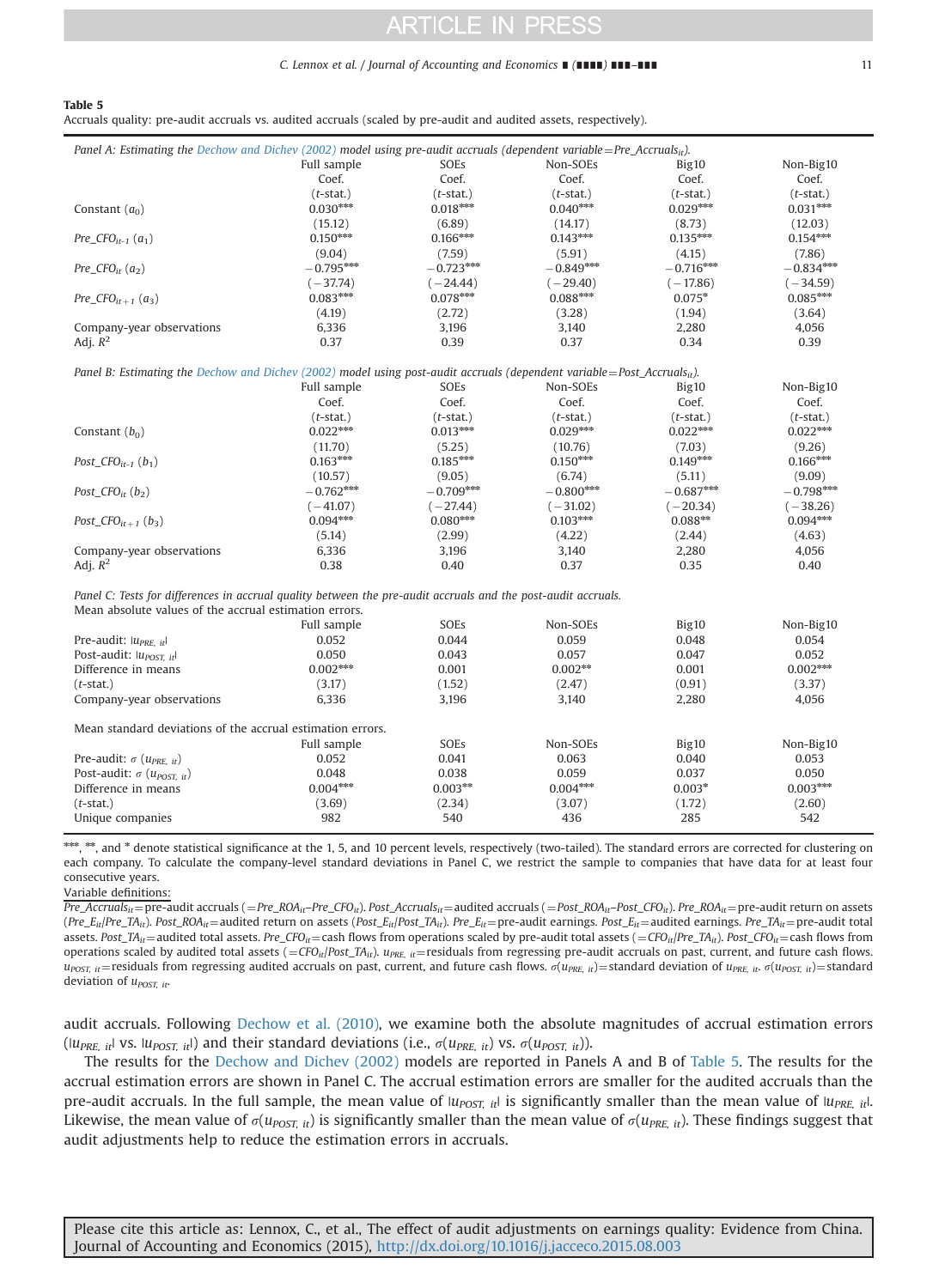**Table 5**

Accruals quality: pre-audit accruals vs. audited accruals (scaled by pre-audit and audited assets, respectively).

*Panel A: Estimating the Dechow and Dichev (2002) model using pre-audit accruals (dependent variable = $Pre\_Accruals_{it}$).*

| | Full sample | SOEs | Non-SOEs | Big10 | Non-Big10 |
|---|---|---|---|---|---|
| | Coef. | Coef. | Coef. | Coef. | Coef. |
| | (*t*-stat.) | (*t*-stat.) | (*t*-stat.) | (*t*-stat.) | (*t*-stat.) |
| Constant ($a_0$) | 0.030*** | 0.018*** | 0.040*** | 0.029*** | 0.031*** |
| | (15.12) | (6.89) | (14.17) | (8.73) | (12.03) |
| $Pre\_CFO_{it-1}$ ($a_1$) | 0.150*** | 0.166*** | 0.143*** | 0.135*** | 0.154*** |
| | (9.04) | (7.59) | (5.91) | (4.15) | (7.86) |
| $Pre\_CFO_{it}$ ($a_2$) | −0.795*** | −0.723*** | −0.849*** | −0.716*** | −0.834*** |
| | (−37.74) | (−24.44) | (−29.40) | (−17.86) | (−34.59) |
| $Pre\_CFO_{it+1}$ ($a_3$) | 0.083*** | 0.078*** | 0.088*** | 0.075* | 0.085*** |
| | (4.19) | (2.72) | (3.28) | (1.94) | (3.64) |
| Company-year observations | 6,336 | 3,196 | 3,140 | 2,280 | 4,056 |
| Adj. $R^2$ | 0.37 | 0.39 | 0.37 | 0.34 | 0.39 |

*Panel B: Estimating the Dechow and Dichev (2002) model using post-audit accruals (dependent variable = $Post\_Accruals_{it}$).*

| | Full sample | SOEs | Non-SOEs | Big10 | Non-Big10 |
|---|---|---|---|---|---|
| | Coef. | Coef. | Coef. | Coef. | Coef. |
| | (*t*-stat.) | (*t*-stat.) | (*t*-stat.) | (*t*-stat.) | (*t*-stat.) |
| Constant ($b_0$) | 0.022*** | 0.013*** | 0.029*** | 0.022*** | 0.022*** |
| | (11.70) | (5.25) | (10.76) | (7.03) | (9.26) |
| $Post\_CFO_{it-1}$ ($b_1$) | 0.163*** | 0.185*** | 0.150*** | 0.149*** | 0.166*** |
| | (10.57) | (9.05) | (6.74) | (5.11) | (9.09) |
| $Post\_CFO_{it}$ ($b_2$) | −0.762*** | −0.709*** | −0.800*** | −0.687*** | −0.798*** |
| | (−41.07) | (−27.44) | (−31.02) | (−20.34) | (−38.26) |
| $Post\_CFO_{it+1}$ ($b_3$) | 0.094*** | 0.080*** | 0.103*** | 0.088** | 0.094*** |
| | (5.14) | (2.99) | (4.22) | (2.44) | (4.63) |
| Company-year observations | 6,336 | 3,196 | 3,140 | 2,280 | 4,056 |
| Adj. $R^2$ | 0.38 | 0.40 | 0.37 | 0.35 | 0.40 |

*Panel C: Tests for differences in accrual quality between the pre-audit accruals and the post-audit accruals.*

Mean absolute values of the accrual estimation errors.

| | Full sample | SOEs | Non-SOEs | Big10 | Non-Big10 |
|---|---|---|---|---|---|
| Pre-audit: $\lvert u_{PRE,\ it}\rvert$ | 0.052 | 0.044 | 0.059 | 0.048 | 0.054 |
| Post-audit: $\lvert u_{POST,\ it}\rvert$ | 0.050 | 0.043 | 0.057 | 0.047 | 0.052 |
| Difference in means | 0.002*** | 0.001 | 0.002** | 0.001 | 0.002*** |
| (*t*-stat.) | (3.17) | (1.52) | (2.47) | (0.91) | (3.37) |
| Company-year observations | 6,336 | 3,196 | 3,140 | 2,280 | 4,056 |

Mean standard deviations of the accrual estimation errors.

| | Full sample | SOEs | Non-SOEs | Big10 | Non-Big10 |
|---|---|---|---|---|---|
| Pre-audit: $\sigma$ ($u_{PRE,\ it}$) | 0.052 | 0.041 | 0.063 | 0.040 | 0.053 |
| Post-audit: $\sigma$ ($u_{POST,\ it}$) | 0.048 | 0.038 | 0.059 | 0.037 | 0.050 |
| Difference in means | 0.004*** | 0.003** | 0.004*** | 0.003* | 0.003*** |
| (*t*-stat.) | (3.69) | (2.34) | (3.07) | (1.72) | (2.60) |
| Unique companies | 982 | 540 | 436 | 285 | 542 |

***, **, and * denote statistical significance at the 1, 5, and 10 percent levels, respectively (two-tailed). The standard errors are corrected for clustering on each company. To calculate the company-level standard deviations in Panel C, we restrict the sample to companies that have data for at least four consecutive years.

Variable definitions:

$Pre\_Accruals_{it}$ = pre-audit accruals (= $Pre\_ROA_{it}$ – $Pre\_CFO_{it}$). $Post\_Accruals_{it}$ = audited accruals (= $Post\_ROA_{it}$ – $Post\_CFO_{it}$). $Pre\_ROA_{it}$ = pre-audit return on assets ($Pre\_E_{it}$/$Pre\_TA_{it}$). $Post\_ROA_{it}$ = audited return on assets ($Post\_E_{it}$/$Post\_TA_{it}$). $Pre\_E_{it}$ = pre-audit earnings. $Post\_E_{it}$ = audited earnings. $Pre\_TA_{it}$ = pre-audit total assets. $Post\_TA_{it}$ = audited total assets. $Pre\_CFO_{it}$ = cash flows from operations scaled by pre-audit total assets (= $CFO_{it}$/$Pre\_TA_{it}$). $Post\_CFO_{it}$ = cash flows from operations scaled by audited total assets (= $CFO_{it}$/$Post\_TA_{it}$). $u_{PRE,\ it}$ = residuals from regressing pre-audit accruals on past, current, and future cash flows. $u_{POST,\ it}$ = residuals from regressing audited accruals on past, current, and future cash flows. $\sigma(u_{PRE,\ it})$ = standard deviation of $u_{PRE,\ it}$. $\sigma(u_{POST,\ it})$ = standard deviation of $u_{POST,\ it}$.

audit accruals. Following Dechow et al. (2010), we examine both the absolute magnitudes of accrual estimation errors ($\lvert u_{PRE,\ it}\rvert$ vs. $\lvert u_{POST,\ it}\rvert$) and their standard deviations (i.e., $\sigma(u_{PRE,\ it})$ vs. $\sigma(u_{POST,\ it})$).

The results for the Dechow and Dichev (2002) models are reported in Panels A and B of Table 5. The results for the accrual estimation errors are shown in Panel C. The accrual estimation errors are smaller for the audited accruals than the pre-audit accruals. In the full sample, the mean value of $\lvert u_{POST,\ it}\rvert$ is significantly smaller than the mean value of $\lvert u_{PRE,\ it}\rvert$. Likewise, the mean value of $\sigma(u_{POST,\ it})$ is significantly smaller than the mean value of $\sigma(u_{PRE,\ it})$. These findings suggest that audit adjustments help to reduce the estimation errors in accruals.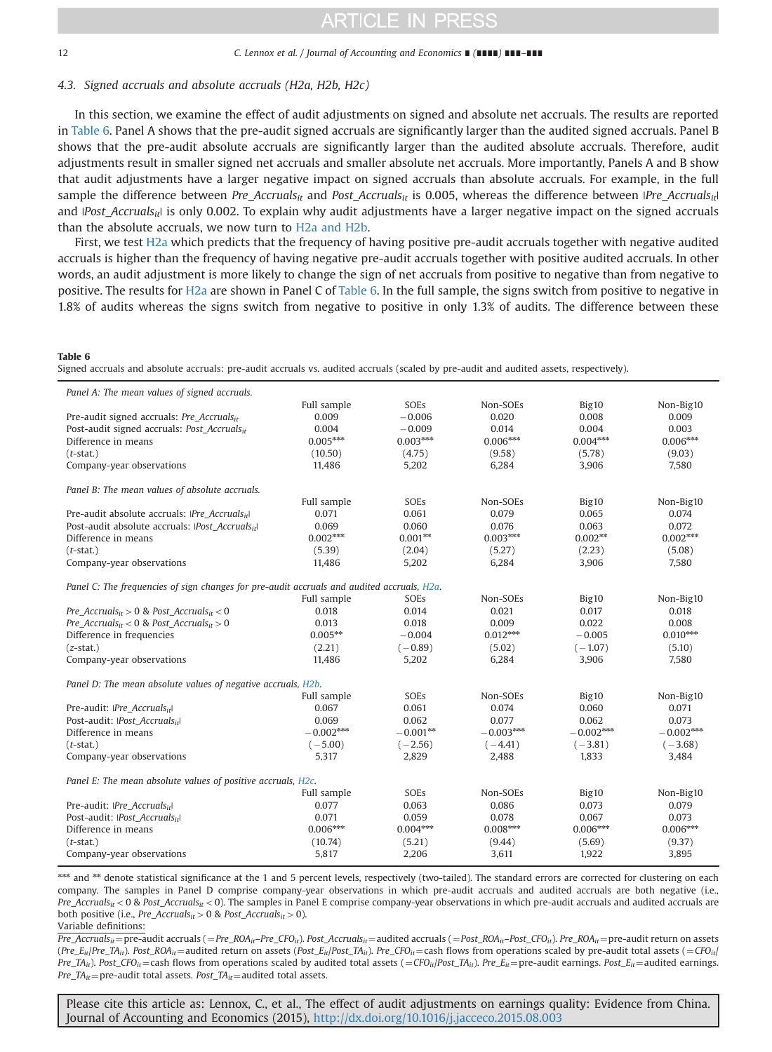### 4.3. Signed accruals and absolute accruals (H2a, H2b, H2c)

In this section, we examine the effect of audit adjustments on signed and absolute net accruals. The results are reported in Table 6. Panel A shows that the pre-audit signed accruals are significantly larger than the audited signed accruals. Panel B shows that the pre-audit absolute accruals are significantly larger than the audited absolute accruals. Therefore, audit adjustments result in smaller signed net accruals and smaller absolute net accruals. More importantly, Panels A and B show that audit adjustments have a larger negative impact on signed accruals than absolute accruals. For example, in the full sample the difference between $Pre\_Accruals_{it}$ and $Post\_Accruals_{it}$ is 0.005, whereas the difference between $|Pre\_Accruals_{it}|$ and $|Post\_Accruals_{it}|$ is only 0.002. To explain why audit adjustments have a larger negative impact on the signed accruals than the absolute accruals, we now turn to H2a and H2b.

First, we test H2a which predicts that the frequency of having positive pre-audit accruals together with negative audited accruals is higher than the frequency of having negative pre-audit accruals together with positive audited accruals. In other words, an audit adjustment is more likely to change the sign of net accruals from positive to negative than from negative to positive. The results for H2a are shown in Panel C of Table 6. In the full sample, the signs switch from positive to negative in 1.8% of audits whereas the signs switch from negative to positive in only 1.3% of audits. The difference between these

**Table 6**
Signed accruals and absolute accruals: pre-audit accruals vs. audited accruals (scaled by pre-audit and audited assets, respectively).

| | Full sample | SOEs | Non-SOEs | Big10 | Non-Big10 |
|---|---|---|---|---|---|
| *Panel A: The mean values of signed accruals.* | | | | | |
| Pre-audit signed accruals: $Pre\_Accruals_{it}$ | 0.009 | −0.006 | 0.020 | 0.008 | 0.009 |
| Post-audit signed accruals: $Post\_Accruals_{it}$ | 0.004 | −0.009 | 0.014 | 0.004 | 0.003 |
| Difference in means | 0.005*** | 0.003*** | 0.006*** | 0.004*** | 0.006*** |
| (*t*-stat.) | (10.50) | (4.75) | (9.58) | (5.78) | (9.03) |
| Company-year observations | 11,486 | 5,202 | 6,284 | 3,906 | 7,580 |
| *Panel B: The mean values of absolute accruals.* | | | | | |
| Pre-audit absolute accruals: $\lvert Pre\_Accruals_{it}\rvert$ | 0.071 | 0.061 | 0.079 | 0.065 | 0.074 |
| Post-audit absolute accruals: $\lvert Post\_Accruals_{it}\rvert$ | 0.069 | 0.060 | 0.076 | 0.063 | 0.072 |
| Difference in means | 0.002*** | 0.001** | 0.003*** | 0.002** | 0.002*** |
| (*t*-stat.) | (5.39) | (2.04) | (5.27) | (2.23) | (5.08) |
| Company-year observations | 11,486 | 5,202 | 6,284 | 3,906 | 7,580 |
| *Panel C: The frequencies of sign changes for pre-audit accruals and audited accruals, H2a.* | | | | | |
| $Pre\_Accruals_{it}>0$ & $Post\_Accruals_{it}<0$ | 0.018 | 0.014 | 0.021 | 0.017 | 0.018 |
| $Pre\_Accruals_{it}<0$ & $Post\_Accruals_{it}>0$ | 0.013 | 0.018 | 0.009 | 0.022 | 0.008 |
| Difference in frequencies | 0.005** | −0.004 | 0.012*** | −0.005 | 0.010*** |
| (*z*-stat.) | (2.21) | (−0.89) | (5.02) | (−1.07) | (5.10) |
| Company-year observations | 11,486 | 5,202 | 6,284 | 3,906 | 7,580 |
| *Panel D: The mean absolute values of negative accruals, H2b.* | | | | | |
| Pre-audit: $\lvert Pre\_Accruals_{it}\rvert$ | 0.067 | 0.061 | 0.074 | 0.060 | 0.071 |
| Post-audit: $\lvert Post\_Accruals_{it}\rvert$ | 0.069 | 0.062 | 0.077 | 0.062 | 0.073 |
| Difference in means | −0.002*** | −0.001** | −0.003*** | −0.002*** | −0.002*** |
| (*t*-stat.) | (−5.00) | (−2.56) | (−4.41) | (−3.81) | (−3.68) |
| Company-year observations | 5,317 | 2,829 | 2,488 | 1,833 | 3,484 |
| *Panel E: The mean absolute values of positive accruals, H2c.* | | | | | |
| Pre-audit: $\lvert Pre\_Accruals_{it}\rvert$ | 0.077 | 0.063 | 0.086 | 0.073 | 0.079 |
| Post-audit: $\lvert Post\_Accruals_{it}\rvert$ | 0.071 | 0.059 | 0.078 | 0.067 | 0.073 |
| Difference in means | 0.006*** | 0.004*** | 0.008*** | 0.006*** | 0.006*** |
| (*t*-stat.) | (10.74) | (5.21) | (9.44) | (5.69) | (9.37) |
| Company-year observations | 5,817 | 2,206 | 3,611 | 1,922 | 3,895 |

*** and ** denote statistical significance at the 1 and 5 percent levels, respectively (two-tailed). The standard errors are corrected for clustering on each company. The samples in Panel D comprise company-year observations in which pre-audit accruals and audited accruals are both negative (i.e., $Pre\_Accruals_{it}<0$ & $Post\_Accruals_{it}<0$). The samples in Panel E comprise company-year observations in which pre-audit accruals and audited accruals are both positive (i.e., $Pre\_Accruals_{it}>0$ & $Post\_Accruals_{it}>0$).

Variable definitions:

$Pre\_Accruals_{it}$ = pre-audit accruals (= $Pre\_ROA_{it} - Pre\_CFO_{it}$). $Post\_Accruals_{it}$ = audited accruals (= $Post\_ROA_{it} - Post\_CFO_{it}$). $Pre\_ROA_{it}$ = pre-audit return on assets ($Pre\_E_{it}/Pre\_TA_{it}$). $Post\_ROA_{it}$ = audited return on assets ($Post\_E_{it}/Post\_TA_{it}$). $Pre\_CFO_{it}$ = cash flows from operations scaled by pre-audit total assets (= $CFO_{it}/Pre\_TA_{it}$). $Post\_CFO_{it}$ = cash flows from operations scaled by audited total assets (= $CFO_{it}/Post\_TA_{it}$). $Pre\_E_{it}$ = pre-audit earnings. $Post\_E_{it}$ = audited earnings. $Pre\_TA_{it}$ = pre-audit total assets. $Post\_TA_{it}$ = audited total assets.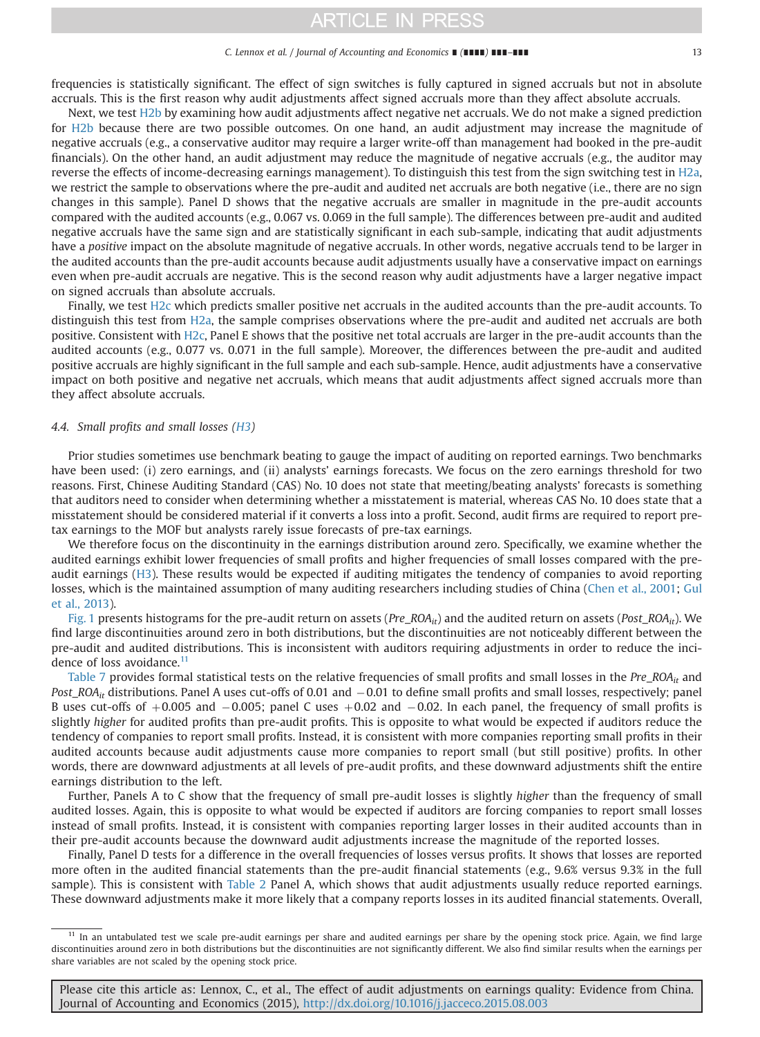frequencies is statistically significant. The effect of sign switches is fully captured in signed accruals but not in absolute accruals. This is the first reason why audit adjustments affect signed accruals more than they affect absolute accruals.

Next, we test H2b by examining how audit adjustments affect negative net accruals. We do not make a signed prediction for H2b because there are two possible outcomes. On one hand, an audit adjustment may increase the magnitude of negative accruals (e.g., a conservative auditor may require a larger write-off than management had booked in the pre-audit financials). On the other hand, an audit adjustment may reduce the magnitude of negative accruals (e.g., the auditor may reverse the effects of income-decreasing earnings management). To distinguish this test from the sign switching test in H2a, we restrict the sample to observations where the pre-audit and audited net accruals are both negative (i.e., there are no sign changes in this sample). Panel D shows that the negative accruals are smaller in magnitude in the pre-audit accounts compared with the audited accounts (e.g., 0.067 vs. 0.069 in the full sample). The differences between pre-audit and audited negative accruals have the same sign and are statistically significant in each sub-sample, indicating that audit adjustments have a *positive* impact on the absolute magnitude of negative accruals. In other words, negative accruals tend to be larger in the audited accounts than the pre-audit accounts because audit adjustments usually have a conservative impact on earnings even when pre-audit accruals are negative. This is the second reason why audit adjustments have a larger negative impact on signed accruals than absolute accruals.

Finally, we test H2c which predicts smaller positive net accruals in the audited accounts than the pre-audit accounts. To distinguish this test from H2a, the sample comprises observations where the pre-audit and audited net accruals are both positive. Consistent with H2c, Panel E shows that the positive net total accruals are larger in the pre-audit accounts than the audited accounts (e.g., 0.077 vs. 0.071 in the full sample). Moreover, the differences between the pre-audit and audited positive accruals are highly significant in the full sample and each sub-sample. Hence, audit adjustments have a conservative impact on both positive and negative net accruals, which means that audit adjustments affect signed accruals more than they affect absolute accruals.

### 4.4. Small profits and small losses (H3)

Prior studies sometimes use benchmark beating to gauge the impact of auditing on reported earnings. Two benchmarks have been used: (i) zero earnings, and (ii) analysts' earnings forecasts. We focus on the zero earnings threshold for two reasons. First, Chinese Auditing Standard (CAS) No. 10 does not state that meeting/beating analysts' forecasts is something that auditors need to consider when determining whether a misstatement is material, whereas CAS No. 10 does state that a misstatement should be considered material if it converts a loss into a profit. Second, audit firms are required to report pre-tax earnings to the MOF but analysts rarely issue forecasts of pre-tax earnings.

We therefore focus on the discontinuity in the earnings distribution around zero. Specifically, we examine whether the audited earnings exhibit lower frequencies of small profits and higher frequencies of small losses compared with the pre-audit earnings (H3). These results would be expected if auditing mitigates the tendency of companies to avoid reporting losses, which is the maintained assumption of many auditing researchers including studies of China (Chen et al., 2001; Gul et al., 2013).

Fig. 1 presents histograms for the pre-audit return on assets ($Pre\_ROA_{it}$) and the audited return on assets ($Post\_ROA_{it}$). We find large discontinuities around zero in both distributions, but the discontinuities are not noticeably different between the pre-audit and audited distributions. This is inconsistent with auditors requiring adjustments in order to reduce the incidence of loss avoidance.[11]

Table 7 provides formal statistical tests on the relative frequencies of small profits and small losses in the $Pre\_ROA_{it}$ and $Post\_ROA_{it}$ distributions. Panel A uses cut-offs of 0.01 and −0.01 to define small profits and small losses, respectively; panel B uses cut-offs of +0.005 and −0.005; panel C uses +0.02 and −0.02. In each panel, the frequency of small profits is slightly *higher* for audited profits than pre-audit profits. This is opposite to what would be expected if auditors reduce the tendency of companies to report small profits. Instead, it is consistent with more companies reporting small profits in their audited accounts because audit adjustments cause more companies to report small (but still positive) profits. In other words, there are downward adjustments at all levels of pre-audit profits, and these downward adjustments shift the entire earnings distribution to the left.

Further, Panels A to C show that the frequency of small pre-audit losses is slightly *higher* than the frequency of small audited losses. Again, this is opposite to what would be expected if auditors are forcing companies to report small losses instead of small profits. Instead, it is consistent with companies reporting larger losses in their audited accounts than in their pre-audit accounts because the downward audit adjustments increase the magnitude of the reported losses.

Finally, Panel D tests for a difference in the overall frequencies of losses versus profits. It shows that losses are reported more often in the audited financial statements than the pre-audit financial statements (e.g., 9.6% versus 9.3% in the full sample). This is consistent with Table 2 Panel A, which shows that audit adjustments usually reduce reported earnings. These downward adjustments make it more likely that a company reports losses in its audited financial statements. Overall,

[11] In an untabulated test we scale pre-audit earnings per share and audited earnings per share by the opening stock price. Again, we find large discontinuities around zero in both distributions but the discontinuities are not significantly different. We also find similar results when the earnings per share variables are not scaled by the opening stock price.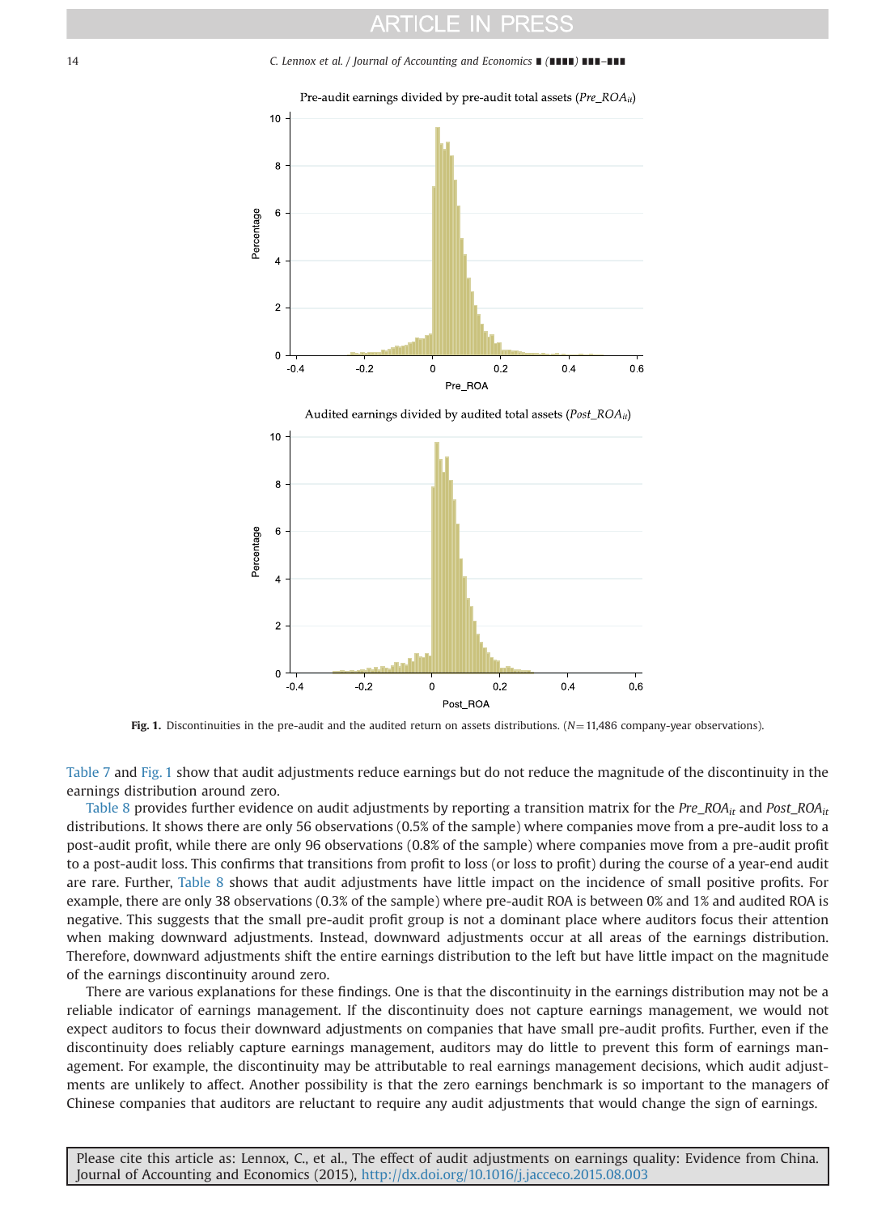Pre-audit earnings divided by pre-audit total assets ($Pre\_ROA_{it}$)

Audited earnings divided by audited total assets ($Post\_ROA_{it}$)

**Fig. 1.** Discontinuities in the pre-audit and the audited return on assets distributions. ($N$ = 11,486 company-year observations).

Table 7 and Fig. 1 show that audit adjustments reduce earnings but do not reduce the magnitude of the discontinuity in the earnings distribution around zero.

Table 8 provides further evidence on audit adjustments by reporting a transition matrix for the $Pre\_ROA_{it}$ and $Post\_ROA_{it}$ distributions. It shows there are only 56 observations (0.5% of the sample) where companies move from a pre-audit loss to a post-audit profit, while there are only 96 observations (0.8% of the sample) where companies move from a pre-audit profit to a post-audit loss. This confirms that transitions from profit to loss (or loss to profit) during the course of a year-end audit are rare. Further, Table 8 shows that audit adjustments have little impact on the incidence of small positive profits. For example, there are only 38 observations (0.3% of the sample) where pre-audit ROA is between 0% and 1% and audited ROA is negative. This suggests that the small pre-audit profit group is not a dominant place where auditors focus their attention when making downward adjustments. Instead, downward adjustments occur at all areas of the earnings distribution. Therefore, downward adjustments shift the entire earnings distribution to the left but have little impact on the magnitude of the earnings discontinuity around zero.

There are various explanations for these findings. One is that the discontinuity in the earnings distribution may not be a reliable indicator of earnings management. If the discontinuity does not capture earnings management, we would not expect auditors to focus their downward adjustments on companies that have small pre-audit profits. Further, even if the discontinuity does reliably capture earnings management, auditors may do little to prevent this form of earnings management. For example, the discontinuity may be attributable to real earnings management decisions, which audit adjustments are unlikely to affect. Another possibility is that the zero earnings benchmark is so important to the managers of Chinese companies that auditors are reluctant to require any audit adjustments that would change the sign of earnings.

Please cite this article as: Lennox, C., et al., The effect of audit adjustments on earnings quality: Evidence from China. Journal of Accounting and Economics (2015), http://dx.doi.org/10.1016/j.jacceco.2015.08.003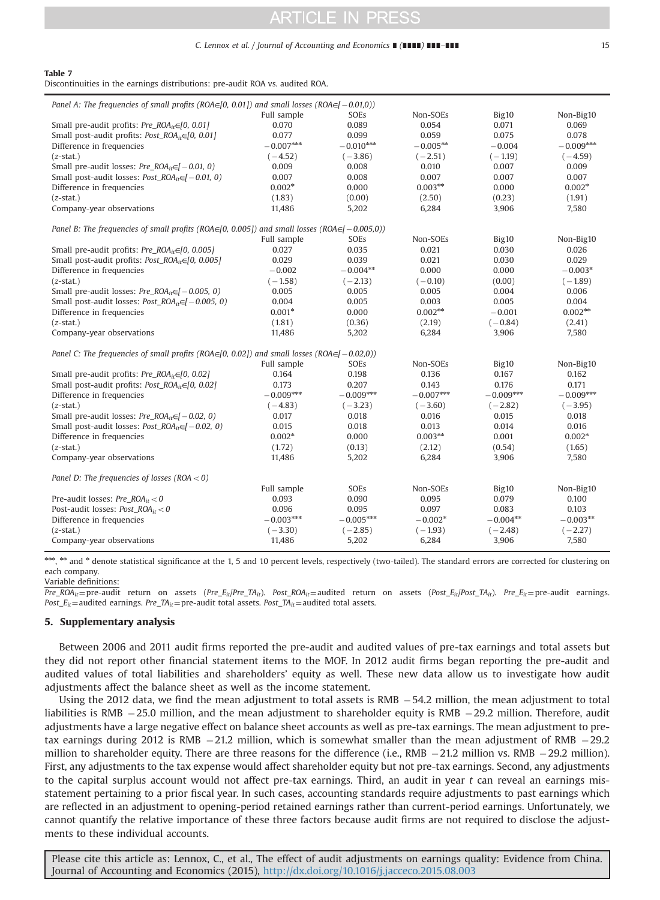**Table 7**
Discontinuities in the earnings distributions: pre-audit ROA vs. audited ROA.

| | Full sample | SOEs | Non-SOEs | Big10 | Non-Big10 |
|---|---|---|---|---|---|
| *Panel A: The frequencies of small profits (ROA∈[0, 0.01]) and small losses (ROA∈[−0.01,0))* | | | | | |
| Small pre-audit profits: $Pre\_ROA_{it}$∈[0, 0.01] | 0.070 | 0.089 | 0.054 | 0.071 | 0.069 |
| Small post-audit profits: $Post\_ROA_{it}$∈[0, 0.01] | 0.077 | 0.099 | 0.059 | 0.075 | 0.078 |
| Difference in frequencies | −0.007*** | −0.010*** | −0.005** | −0.004 | −0.009*** |
| (*z*-stat.) | (−4.52) | (−3.86) | (−2.51) | (−1.19) | (−4.59) |
| Small pre-audit losses: $Pre\_ROA_{it}$∈[−0.01, 0) | 0.009 | 0.008 | 0.010 | 0.007 | 0.009 |
| Small post-audit losses: $Post\_ROA_{it}$∈[−0.01, 0) | 0.007 | 0.008 | 0.007 | 0.007 | 0.007 |
| Difference in frequencies | 0.002* | 0.000 | 0.003** | 0.000 | 0.002* |
| (*z*-stat.) | (1.83) | (0.00) | (2.50) | (0.23) | (1.91) |
| Company-year observations | 11,486 | 5,202 | 6,284 | 3,906 | 7,580 |
| *Panel B: The frequencies of small profits (ROA∈[0, 0.005]) and small losses (ROA∈[−0.005,0))* | | | | | |
| Small pre-audit profits: $Pre\_ROA_{it}$∈[0, 0.005] | 0.027 | 0.035 | 0.021 | 0.030 | 0.026 |
| Small post-audit profits: $Post\_ROA_{it}$∈[0, 0.005] | 0.029 | 0.039 | 0.021 | 0.030 | 0.029 |
| Difference in frequencies | −0.002 | −0.004** | 0.000 | 0.000 | −0.003* |
| (*z*-stat.) | (−1.58) | (−2.13) | (−0.10) | (0.00) | (−1.89) |
| Small pre-audit losses: $Pre\_ROA_{it}$∈[−0.005, 0) | 0.005 | 0.005 | 0.005 | 0.004 | 0.006 |
| Small post-audit losses: $Post\_ROA_{it}$∈[−0.005, 0) | 0.004 | 0.005 | 0.003 | 0.005 | 0.004 |
| Difference in frequencies | 0.001* | 0.000 | 0.002** | −0.001 | 0.002** |
| (*z*-stat.) | (1.81) | (0.36) | (2.19) | (−0.84) | (2.41) |
| Company-year observations | 11,486 | 5,202 | 6,284 | 3,906 | 7,580 |
| *Panel C: The frequencies of small profits (ROA∈[0, 0.02]) and small losses (ROA∈[−0.02,0))* | | | | | |
| Small pre-audit profits: $Pre\_ROA_{it}$∈[0, 0.02] | 0.164 | 0.198 | 0.136 | 0.167 | 0.162 |
| Small post-audit profits: $Post\_ROA_{it}$∈[0, 0.02] | 0.173 | 0.207 | 0.143 | 0.176 | 0.171 |
| Difference in frequencies | −0.009*** | −0.009*** | −0.007*** | −0.009*** | −0.009*** |
| (*z*-stat.) | (−4.83) | (−3.23) | (−3.60) | (−2.82) | (−3.95) |
| Small pre-audit losses: $Pre\_ROA_{it}$∈[−0.02, 0) | 0.017 | 0.018 | 0.016 | 0.015 | 0.018 |
| Small post-audit losses: $Post\_ROA_{it}$∈[−0.02, 0) | 0.015 | 0.018 | 0.013 | 0.014 | 0.016 |
| Difference in frequencies | 0.002* | 0.000 | 0.003** | 0.001 | 0.002* |
| (*z*-stat.) | (1.72) | (0.13) | (2.12) | (0.54) | (1.65) |
| Company-year observations | 11,486 | 5,202 | 6,284 | 3,906 | 7,580 |
| *Panel D: The frequencies of losses (ROA < 0)* | | | | | |
| Pre-audit losses: $Pre\_ROA_{it} < 0$ | 0.093 | 0.090 | 0.095 | 0.079 | 0.100 |
| Post-audit losses: $Post\_ROA_{it} < 0$ | 0.096 | 0.095 | 0.097 | 0.083 | 0.103 |
| Difference in frequencies | −0.003*** | −0.005*** | −0.002* | −0.004** | −0.003** |
| (*z*-stat.) | (−3.30) | (−2.85) | (−1.93) | (−2.48) | (−2.27) |
| Company-year observations | 11,486 | 5,202 | 6,284 | 3,906 | 7,580 |

***, ** and * denote statistical significance at the 1, 5 and 10 percent levels, respectively (two-tailed). The standard errors are corrected for clustering on each company.

Variable definitions:
$Pre\_ROA_{it}$ = pre-audit return on assets ($Pre\_E_{it}/Pre\_TA_{it}$). $Post\_ROA_{it}$ = audited return on assets ($Post\_E_{it}/Post\_TA_{it}$). $Pre\_E_{it}$ = pre-audit earnings. $Post\_E_{it}$ = audited earnings. $Pre\_TA_{it}$ = pre-audit total assets. $Post\_TA_{it}$ = audited total assets.

## 5. Supplementary analysis

Between 2006 and 2011 audit firms reported the pre-audit and audited values of pre-tax earnings and total assets but they did not report other financial statement items to the MOF. In 2012 audit firms began reporting the pre-audit and audited values of total liabilities and shareholders' equity as well. These new data allow us to investigate how audit adjustments affect the balance sheet as well as the income statement.

Using the 2012 data, we find the mean adjustment to total assets is RMB −54.2 million, the mean adjustment to total liabilities is RMB −25.0 million, and the mean adjustment to shareholder equity is RMB −29.2 million. Therefore, audit adjustments have a large negative effect on balance sheet accounts as well as pre-tax earnings. The mean adjustment to pre-tax earnings during 2012 is RMB −21.2 million, which is somewhat smaller than the mean adjustment of RMB −29.2 million to shareholder equity. There are three reasons for the difference (i.e., RMB −21.2 million vs. RMB −29.2 million). First, any adjustments to the tax expense would affect shareholder equity but not pre-tax earnings. Second, any adjustments to the capital surplus account would not affect pre-tax earnings. Third, an audit in year *t* can reveal an earnings misstatement pertaining to a prior fiscal year. In such cases, accounting standards require adjustments to past earnings which are reflected in an adjustment to opening-period retained earnings rather than current-period earnings. Unfortunately, we cannot quantify the relative importance of these three factors because audit firms are not required to disclose the adjustments to these individual accounts.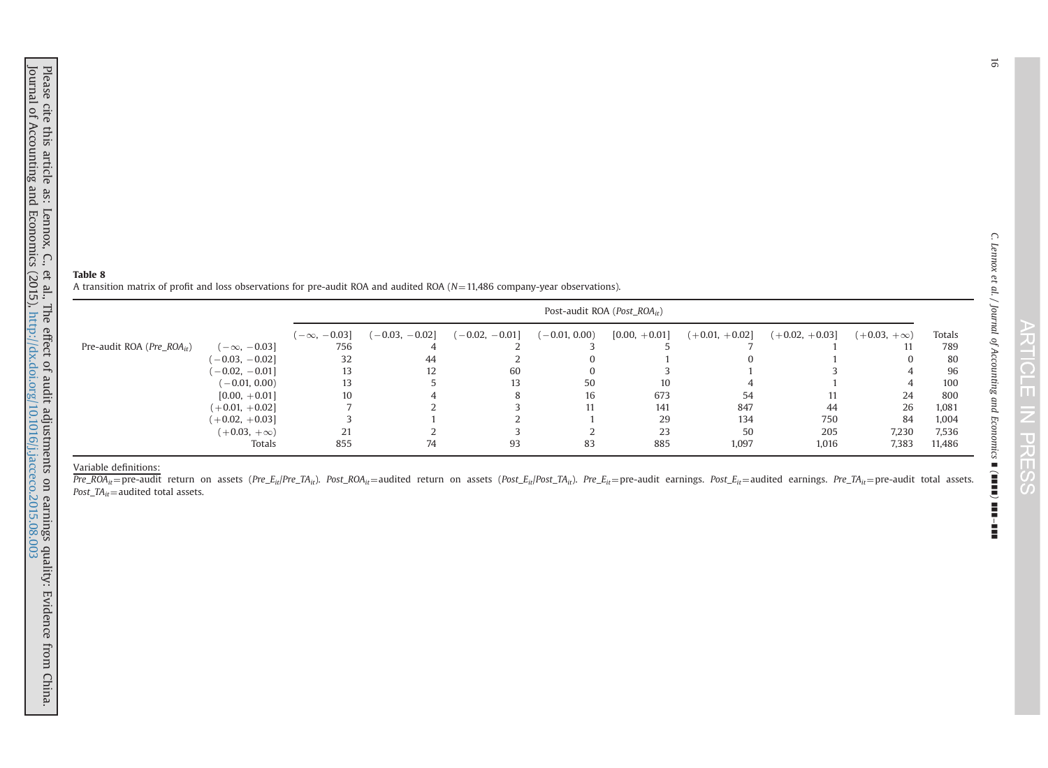**Table 8**

A transition matrix of profit and loss observations for pre-audit ROA and audited ROA ($N$=11,486 company-year observations).

| | | Post-audit ROA ($Post\_ROA_{it}$) | | | | | | | | |
|---|---|---|---|---|---|---|---|---|---|---|
| | | $(-\infty, -0.03]$ | $(-0.03, -0.02]$ | $(-0.02, -0.01]$ | $(-0.01, 0.00)$ | $[0.00, +0.01]$ | $(+0.01, +0.02]$ | $(+0.02, +0.03]$ | $(+0.03, +\infty)$ | Totals |
| Pre-audit ROA ($Pre\_ROA_{it}$) | $(-\infty, -0.03]$ | 756 | 4 | 2 | 3 | 5 | 7 | 1 | 11 | 789 |
| | $(-0.03, -0.02]$ | 32 | 44 | 2 | 0 | 1 | 0 | 1 | 0 | 80 |
| | $(-0.02, -0.01]$ | 13 | 12 | 60 | 0 | 3 | 1 | 3 | 4 | 96 |
| | $(-0.01, 0.00)$ | 13 | 5 | 13 | 50 | 10 | 4 | 1 | 4 | 100 |
| | $[0.00, +0.01]$ | 10 | 4 | 8 | 16 | 673 | 54 | 11 | 24 | 800 |
| | $(+0.01, +0.02]$ | 7 | 2 | 3 | 11 | 141 | 847 | 44 | 26 | 1,081 |
| | $(+0.02, +0.03]$ | 3 | 1 | 2 | 1 | 29 | 134 | 750 | 84 | 1,004 |
| | $(+0.03, +\infty)$ | 21 | 2 | 3 | 2 | 23 | 50 | 205 | 7,230 | 7,536 |
| | Totals | 855 | 74 | 93 | 83 | 885 | 1,097 | 1,016 | 7,383 | 11,486 |

Variable definitions:

$Pre\_ROA_{it}$=pre-audit return on assets ($Pre\_E_{it}/Pre\_TA_{it}$). $Post\_ROA_{it}$=audited return on assets ($Post\_E_{it}/Post\_TA_{it}$). $Pre\_E_{it}$=pre-audit earnings. $Post\_E_{it}$=audited earnings. $Pre\_TA_{it}$=pre-audit total assets. $Post\_TA_{it}$=audited total assets.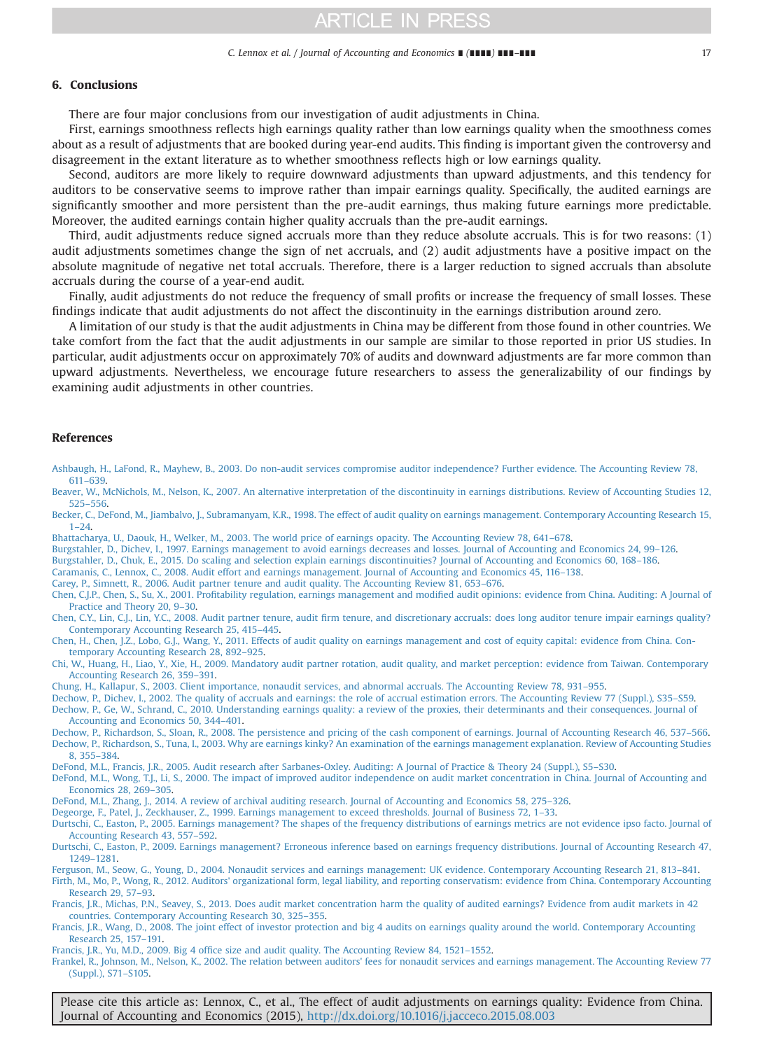## 6. Conclusions

There are four major conclusions from our investigation of audit adjustments in China.

First, earnings smoothness reflects high earnings quality rather than low earnings quality when the smoothness comes about as a result of adjustments that are booked during year-end audits. This finding is important given the controversy and disagreement in the extant literature as to whether smoothness reflects high or low earnings quality.

Second, auditors are more likely to require downward adjustments than upward adjustments, and this tendency for auditors to be conservative seems to improve rather than impair earnings quality. Specifically, the audited earnings are significantly smoother and more persistent than the pre-audit earnings, thus making future earnings more predictable. Moreover, the audited earnings contain higher quality accruals than the pre-audit earnings.

Third, audit adjustments reduce signed accruals more than they reduce absolute accruals. This is for two reasons: (1) audit adjustments sometimes change the sign of net accruals, and (2) audit adjustments have a positive impact on the absolute magnitude of negative net total accruals. Therefore, there is a larger reduction to signed accruals than absolute accruals during the course of a year-end audit.

Finally, audit adjustments do not reduce the frequency of small profits or increase the frequency of small losses. These findings indicate that audit adjustments do not affect the discontinuity in the earnings distribution around zero.

A limitation of our study is that the audit adjustments in China may be different from those found in other countries. We take comfort from the fact that the audit adjustments in our sample are similar to those reported in prior US studies. In particular, audit adjustments occur on approximately 70% of audits and downward adjustments are far more common than upward adjustments. Nevertheless, we encourage future researchers to assess the generalizability of our findings by examining audit adjustments in other countries.

## References

Ashbaugh, H., LaFond, R., Mayhew, B., 2003. Do non-audit services compromise auditor independence? Further evidence. The Accounting Review 78, 611–639.

Beaver, W., McNichols, M., Nelson, K., 2007. An alternative interpretation of the discontinuity in earnings distributions. Review of Accounting Studies 12, 525–556.

Becker, C., DeFond, M., Jiambalvo, J., Subramanyam, K.R., 1998. The effect of audit quality on earnings management. Contemporary Accounting Research 15, 1–24.

Bhattacharya, U., Daouk, H., Welker, M., 2003. The world price of earnings opacity. The Accounting Review 78, 641–678.

Burgstahler, D., Dichev, I., 1997. Earnings management to avoid earnings decreases and losses. Journal of Accounting and Economics 24, 99–126.

Burgstahler, D., Chuk, E., 2015. Do scaling and selection explain earnings discontinuities? Journal of Accounting and Economics 60, 168–186.

Caramanis, C., Lennox, C., 2008. Audit effort and earnings management. Journal of Accounting and Economics 45, 116–138.

Carey, P., Simnett, R., 2006. Audit partner tenure and audit quality. The Accounting Review 81, 653–676.

Chen, C.J.P., Chen, S., Su, X., 2001. Profitability regulation, earnings management and modified audit opinions: evidence from China. Auditing: A Journal of Practice and Theory 20, 9–30.

Chen, C.Y., Lin, C.J., Lin, Y.C., 2008. Audit partner tenure, audit firm tenure, and discretionary accruals: does long auditor tenure impair earnings quality? Contemporary Accounting Research 25, 415–445.

Chen, H., Chen, J.Z., Lobo, G.J., Wang, Y., 2011. Effects of audit quality on earnings management and cost of equity capital: evidence from China. Contemporary Accounting Research 28, 892–925.

Chi, W., Huang, H., Liao, Y., Xie, H., 2009. Mandatory audit partner rotation, audit quality, and market perception: evidence from Taiwan. Contemporary Accounting Research 26, 359–391.

Chung, H., Kallapur, S., 2003. Client importance, nonaudit services, and abnormal accruals. The Accounting Review 78, 931–955.

Dechow, P., Dichev, I., 2002. The quality of accruals and earnings: the role of accrual estimation errors. The Accounting Review 77 (Suppl.), S35–S59.

Dechow, P., Ge, W., Schrand, C., 2010. Understanding earnings quality: a review of the proxies, their determinants and their consequences. Journal of Accounting and Economics 50, 344–401.

Dechow, P., Richardson, S., Sloan, R., 2008. The persistence and pricing of the cash component of earnings. Journal of Accounting Research 46, 537–566.

Dechow, P., Richardson, S., Tuna, I., 2003. Why are earnings kinky? An examination of the earnings management explanation. Review of Accounting Studies 8, 355–384.

DeFond, M.L., Francis, J.R., 2005. Audit research after Sarbanes-Oxley. Auditing: A Journal of Practice & Theory 24 (Suppl.), S5–S30.

DeFond, M.L., Wong, T.J., Li, S., 2000. The impact of improved auditor independence on audit market concentration in China. Journal of Accounting and Economics 28, 269–305.

DeFond, M.L., Zhang, J., 2014. A review of archival auditing research. Journal of Accounting and Economics 58, 275–326.

Degeorge, F., Patel, J., Zeckhauser, Z., 1999. Earnings management to exceed thresholds. Journal of Business 72, 1–33.

Durtschi, C., Easton, P., 2005. Earnings management? The shapes of the frequency distributions of earnings metrics are not evidence ipso facto. Journal of Accounting Research 43, 557–592.

Durtschi, C., Easton, P., 2009. Earnings management? Erroneous inference based on earnings frequency distributions. Journal of Accounting Research 47, 1249–1281.

Ferguson, M., Seow, G., Young, D., 2004. Nonaudit services and earnings management: UK evidence. Contemporary Accounting Research 21, 813–841.

Firth, M., Mo, P., Wong, R., 2012. Auditors' organizational form, legal liability, and reporting conservatism: evidence from China. Contemporary Accounting Research 29, 57–93.

Francis, J.R., Michas, P.N., Seavey, S., 2013. Does audit market concentration harm the quality of audited earnings? Evidence from audit markets in 42 countries. Contemporary Accounting Research 30, 325–355.

Francis, J.R., Wang, D., 2008. The joint effect of investor protection and big 4 audits on earnings quality around the world. Contemporary Accounting Research 25, 157–191.

Francis, J.R., Yu, M.D., 2009. Big 4 office size and audit quality. The Accounting Review 84, 1521–1552.

Frankel, R., Johnson, M., Nelson, K., 2002. The relation between auditors' fees for nonaudit services and earnings management. The Accounting Review 77 (Suppl.), S71–S105.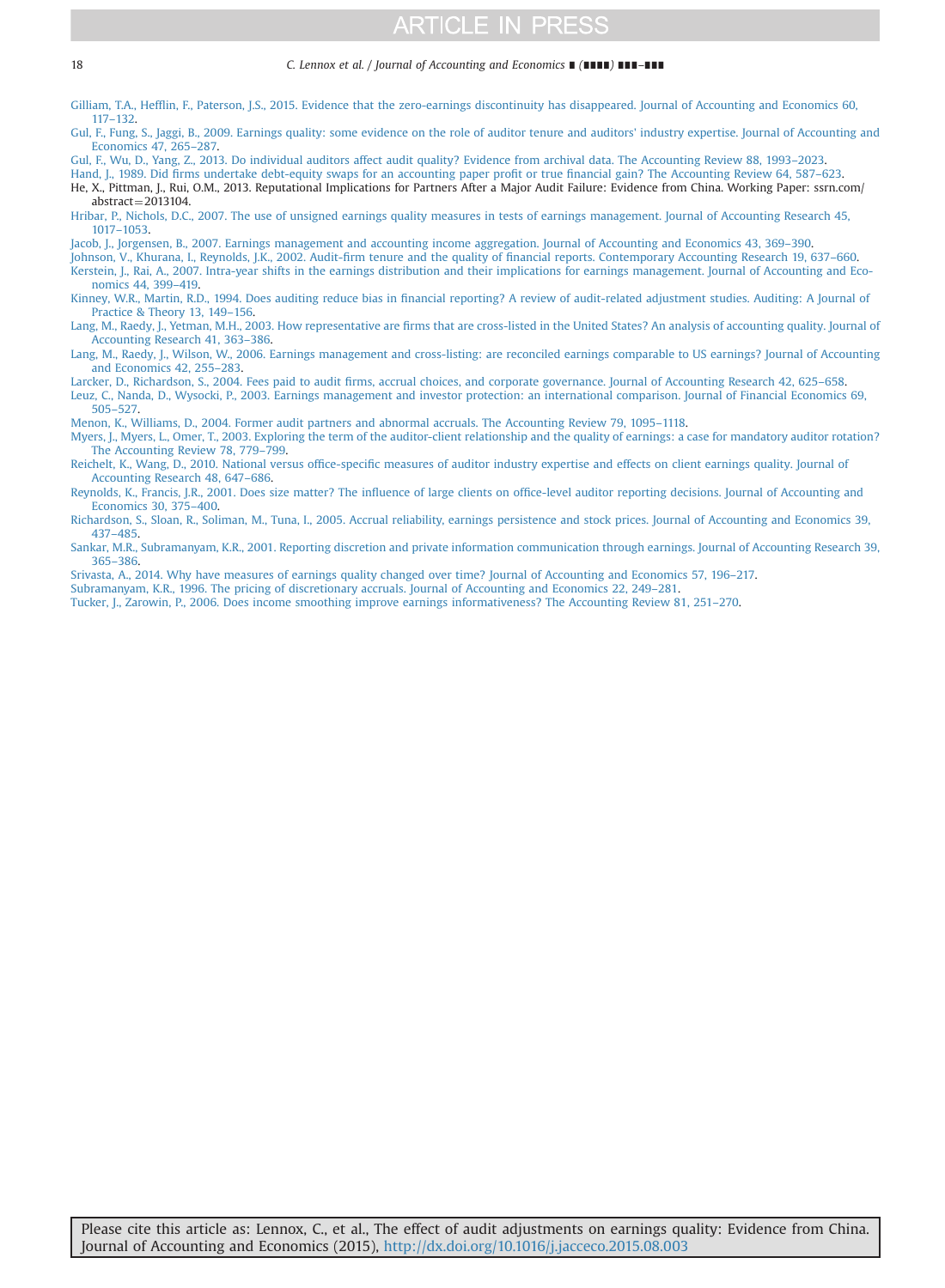Gilliam, T.A., Hefflin, F., Paterson, J.S., 2015. Evidence that the zero-earnings discontinuity has disappeared. Journal of Accounting and Economics 60, 117–132.

Gul, F., Fung, S., Jaggi, B., 2009. Earnings quality: some evidence on the role of auditor tenure and auditors' industry expertise. Journal of Accounting and Economics 47, 265–287.

Gul, F., Wu, D., Yang, Z., 2013. Do individual auditors affect audit quality? Evidence from archival data. The Accounting Review 88, 1993–2023.

Hand, J., 1989. Did firms undertake debt-equity swaps for an accounting paper profit or true financial gain? The Accounting Review 64, 587–623.

He, X., Pittman, J., Rui, O.M., 2013. Reputational Implications for Partners After a Major Audit Failure: Evidence from China. Working Paper: ssrn.com/abstract=2013104.

Hribar, P., Nichols, D.C., 2007. The use of unsigned earnings quality measures in tests of earnings management. Journal of Accounting Research 45, 1017–1053.

Jacob, J., Jorgensen, B., 2007. Earnings management and accounting income aggregation. Journal of Accounting and Economics 43, 369–390.

Johnson, V., Khurana, I., Reynolds, J.K., 2002. Audit-firm tenure and the quality of financial reports. Contemporary Accounting Research 19, 637–660.

Kerstein, J., Rai, A., 2007. Intra-year shifts in the earnings distribution and their implications for earnings management. Journal of Accounting and Economics 44, 399–419.

Kinney, W.R., Martin, R.D., 1994. Does auditing reduce bias in financial reporting? A review of audit-related adjustment studies. Auditing: A Journal of Practice & Theory 13, 149–156.

Lang, M., Raedy, J., Yetman, M.H., 2003. How representative are firms that are cross-listed in the United States? An analysis of accounting quality. Journal of Accounting Research 41, 363–386.

Lang, M., Raedy, J., Wilson, W., 2006. Earnings management and cross-listing: are reconciled earnings comparable to US earnings? Journal of Accounting and Economics 42, 255–283.

Larcker, D., Richardson, S., 2004. Fees paid to audit firms, accrual choices, and corporate governance. Journal of Accounting Research 42, 625–658.

Leuz, C., Nanda, D., Wysocki, P., 2003. Earnings management and investor protection: an international comparison. Journal of Financial Economics 69, 505–527.

Menon, K., Williams, D., 2004. Former audit partners and abnormal accruals. The Accounting Review 79, 1095–1118.

Myers, J., Myers, L., Omer, T., 2003. Exploring the term of the auditor-client relationship and the quality of earnings: a case for mandatory auditor rotation? The Accounting Review 78, 779–799.

Reichelt, K., Wang, D., 2010. National versus office-specific measures of auditor industry expertise and effects on client earnings quality. Journal of Accounting Research 48, 647–686.

Reynolds, K., Francis, J.R., 2001. Does size matter? The influence of large clients on office-level auditor reporting decisions. Journal of Accounting and Economics 30, 375–400.

Richardson, S., Sloan, R., Soliman, M., Tuna, I., 2005. Accrual reliability, earnings persistence and stock prices. Journal of Accounting and Economics 39, 437–485.

Sankar, M.R., Subramanyam, K.R., 2001. Reporting discretion and private information communication through earnings. Journal of Accounting Research 39, 365–386.

Srivasta, A., 2014. Why have measures of earnings quality changed over time? Journal of Accounting and Economics 57, 196–217.

Subramanyam, K.R., 1996. The pricing of discretionary accruals. Journal of Accounting and Economics 22, 249–281.

Tucker, J., Zarowin, P., 2006. Does income smoothing improve earnings informativeness? The Accounting Review 81, 251–270.

Please cite this article as: Lennox, C., et al., The effect of audit adjustments on earnings quality: Evidence from China. Journal of Accounting and Economics (2015), http://dx.doi.org/10.1016/j.jacceco.2015.08.003